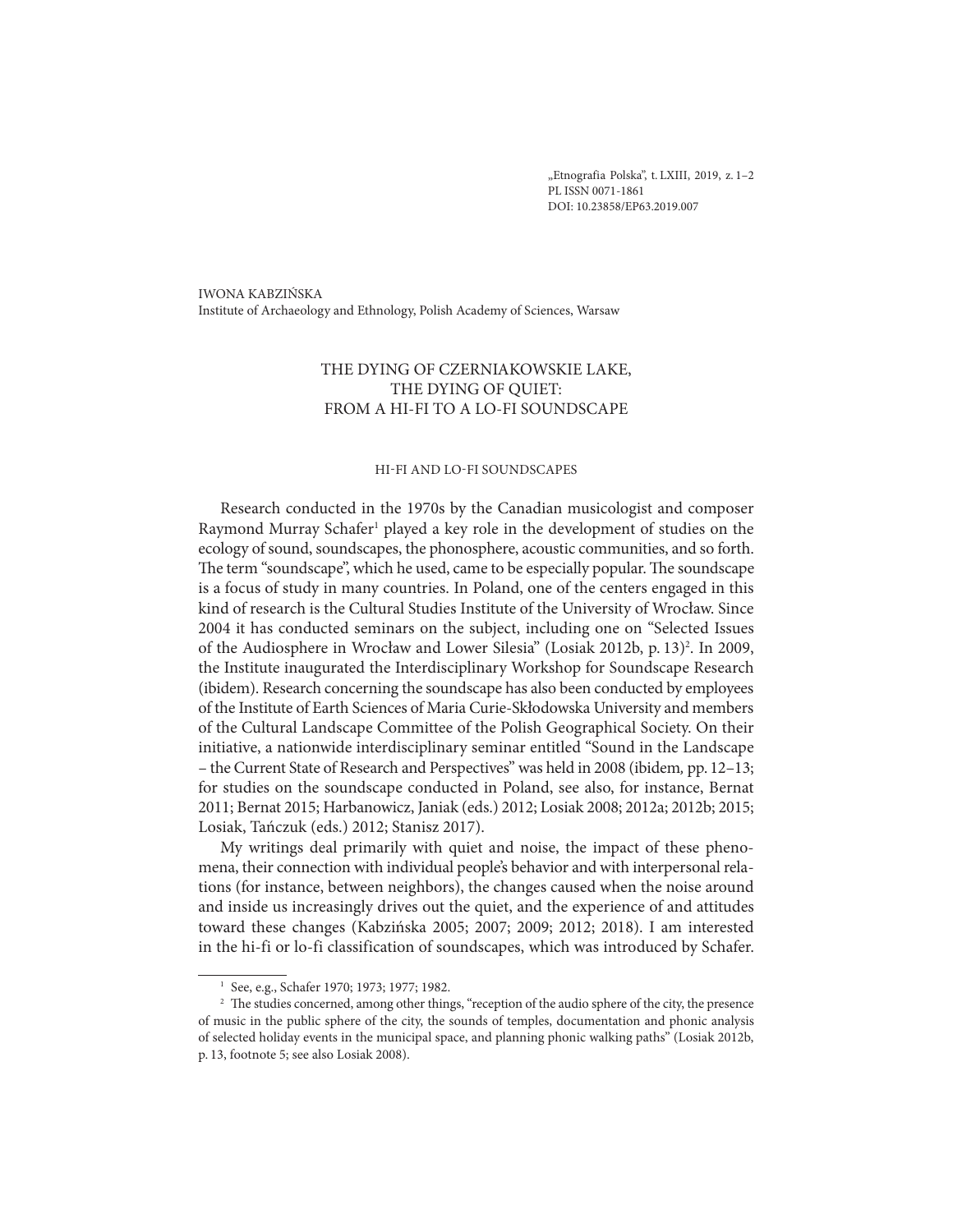„Etnografia Polska", t. LXIII, 2019, z. 1–2
PL ISSN 0071-1861
DOI: 10.23858/EP63.2019.007

IWONA KABZIŃSKA
Institute of Archaeology and Ethnology, Polish Academy of Sciences, Warsaw

# THE DYING OF CZERNIAKOWSKIE LAKE, THE DYING OF QUIET: FROM A HI-FI TO A LO-FI SOUNDSCAPE

## HI-FI AND LO-FI SOUNDSCAPES

Research conducted in the 1970s by the Canadian musicologist and composer Raymond Murray Schafer[1] played a key role in the development of studies on the ecology of sound, soundscapes, the phonosphere, acoustic communities, and so forth. The term "soundscape", which he used, came to be especially popular. The soundscape is a focus of study in many countries. In Poland, one of the centers engaged in this kind of research is the Cultural Studies Institute of the University of Wrocław. Since 2004 it has conducted seminars on the subject, including one on "Selected Issues of the Audiosphere in Wrocław and Lower Silesia" (Losiak 2012b, p. 13)[2]. In 2009, the Institute inaugurated the Interdisciplinary Workshop for Soundscape Research (ibidem). Research concerning the soundscape has also been conducted by employees of the Institute of Earth Sciences of Maria Curie-Skłodowska University and members of the Cultural Landscape Committee of the Polish Geographical Society. On their initiative, a nationwide interdisciplinary seminar entitled "Sound in the Landscape – the Current State of Research and Perspectives" was held in 2008 (ibidem, pp. 12–13; for studies on the soundscape conducted in Poland, see also, for instance, Bernat 2011; Bernat 2015; Harbanowicz, Janiak (eds.) 2012; Losiak 2008; 2012a; 2012b; 2015; Losiak, Tańczuk (eds.) 2012; Stanisz 2017).

My writings deal primarily with quiet and noise, the impact of these phenomena, their connection with individual people's behavior and with interpersonal relations (for instance, between neighbors), the changes caused when the noise around and inside us increasingly drives out the quiet, and the experience of and attitudes toward these changes (Kabzińska 2005; 2007; 2009; 2012; 2018). I am interested in the hi-fi or lo-fi classification of soundscapes, which was introduced by Schafer.

[1] See, e.g., Schafer 1970; 1973; 1977; 1982.

[2] The studies concerned, among other things, "reception of the audio sphere of the city, the presence of music in the public sphere of the city, the sounds of temples, documentation and phonic analysis of selected holiday events in the municipal space, and planning phonic walking paths" (Losiak 2012b, p. 13, footnote 5; see also Losiak 2008).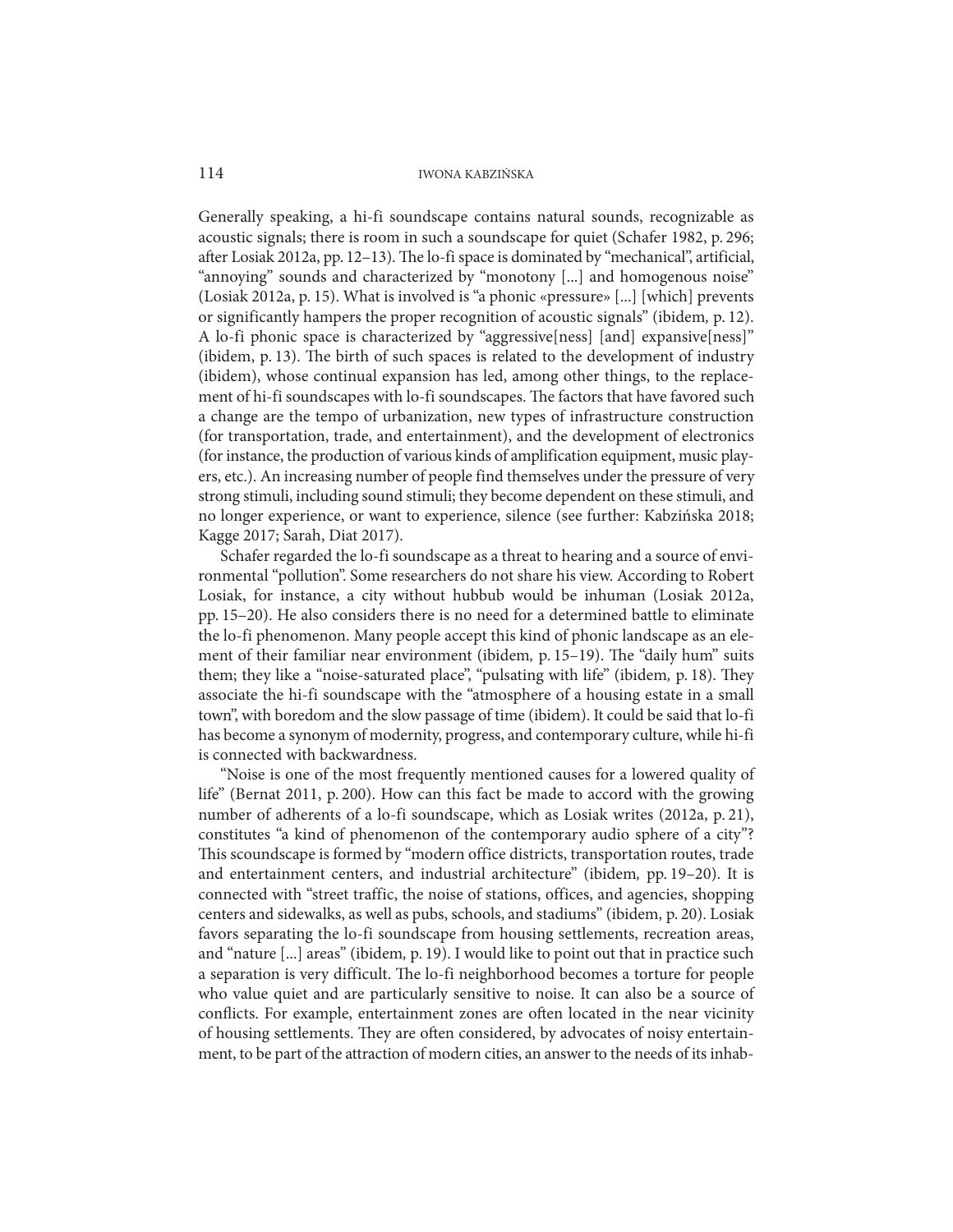Generally speaking, a hi-fi soundscape contains natural sounds, recognizable as acoustic signals; there is room in such a soundscape for quiet (Schafer 1982, p. 296; after Losiak 2012a, pp. 12–13). The lo-fi space is dominated by "mechanical", artificial, "annoying" sounds and characterized by "monotony [...] and homogenous noise" (Losiak 2012a, p. 15). What is involved is "a phonic «pressure» [...] [which] prevents or significantly hampers the proper recognition of acoustic signals" (ibidem, p. 12). A lo-fi phonic space is characterized by "aggressive[ness] [and] expansive[ness]" (ibidem, p. 13). The birth of such spaces is related to the development of industry (ibidem), whose continual expansion has led, among other things, to the replacement of hi-fi soundscapes with lo-fi soundscapes. The factors that have favored such a change are the tempo of urbanization, new types of infrastructure construction (for transportation, trade, and entertainment), and the development of electronics (for instance, the production of various kinds of amplification equipment, music players, etc.). An increasing number of people find themselves under the pressure of very strong stimuli, including sound stimuli; they become dependent on these stimuli, and no longer experience, or want to experience, silence (see further: Kabzińska 2018; Kagge 2017; Sarah, Diat 2017).

Schafer regarded the lo-fi soundscape as a threat to hearing and a source of environmental "pollution". Some researchers do not share his view. According to Robert Losiak, for instance, a city without hubbub would be inhuman (Losiak 2012a, pp. 15–20). He also considers there is no need for a determined battle to eliminate the lo-fi phenomenon. Many people accept this kind of phonic landscape as an element of their familiar near environment (ibidem, p. 15–19). The "daily hum" suits them; they like a "noise-saturated place", "pulsating with life" (ibidem, p. 18). They associate the hi-fi soundscape with the "atmosphere of a housing estate in a small town", with boredom and the slow passage of time (ibidem). It could be said that lo-fi has become a synonym of modernity, progress, and contemporary culture, while hi-fi is connected with backwardness.

"Noise is one of the most frequently mentioned causes for a lowered quality of life" (Bernat 2011, p. 200). How can this fact be made to accord with the growing number of adherents of a lo-fi soundscape, which as Losiak writes (2012a, p. 21), constitutes "a kind of phenomenon of the contemporary audio sphere of a city"? This scoundscape is formed by "modern office districts, transportation routes, trade and entertainment centers, and industrial architecture" (ibidem, pp. 19–20). It is connected with "street traffic, the noise of stations, offices, and agencies, shopping centers and sidewalks, as well as pubs, schools, and stadiums" (ibidem, p. 20). Losiak favors separating the lo-fi soundscape from housing settlements, recreation areas, and "nature [...] areas" (ibidem, p. 19). I would like to point out that in practice such a separation is very difficult. The lo-fi neighborhood becomes a torture for people who value quiet and are particularly sensitive to noise. It can also be a source of conflicts. For example, entertainment zones are often located in the near vicinity of housing settlements. They are often considered, by advocates of noisy entertainment, to be part of the attraction of modern cities, an answer to the needs of its inhab-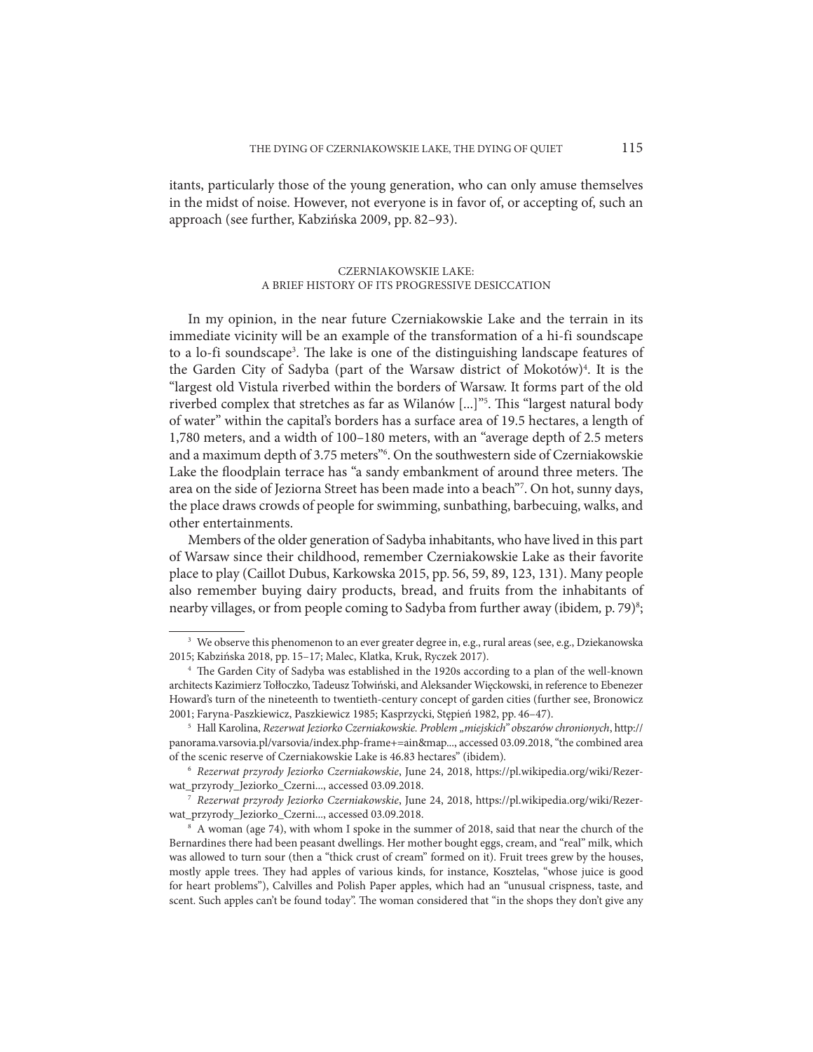itants, particularly those of the young generation, who can only amuse themselves in the midst of noise. However, not everyone is in favor of, or accepting of, such an approach (see further, Kabzińska 2009, pp. 82–93).

## CZERNIAKOWSKIE LAKE: A BRIEF HISTORY OF ITS PROGRESSIVE DESICCATION

In my opinion, in the near future Czerniakowskie Lake and the terrain in its immediate vicinity will be an example of the transformation of a hi-fi soundscape to a lo-fi soundscape[3]. The lake is one of the distinguishing landscape features of the Garden City of Sadyba (part of the Warsaw district of Mokotów)[4]. It is the "largest old Vistula riverbed within the borders of Warsaw. It forms part of the old riverbed complex that stretches as far as Wilanów [...]"[5]. This "largest natural body of water" within the capital's borders has a surface area of 19.5 hectares, a length of 1,780 meters, and a width of 100–180 meters, with an "average depth of 2.5 meters and a maximum depth of 3.75 meters"[6]. On the southwestern side of Czerniakowskie Lake the floodplain terrace has "a sandy embankment of around three meters. The area on the side of Jeziorna Street has been made into a beach"[7]. On hot, sunny days, the place draws crowds of people for swimming, sunbathing, barbecuing, walks, and other entertainments.

Members of the older generation of Sadyba inhabitants, who have lived in this part of Warsaw since their childhood, remember Czerniakowskie Lake as their favorite place to play (Caillot Dubus, Karkowska 2015, pp. 56, 59, 89, 123, 131). Many people also remember buying dairy products, bread, and fruits from the inhabitants of nearby villages, or from people coming to Sadyba from further away (ibidem*,* p. 79)[8];

---

[3] We observe this phenomenon to an ever greater degree in, e.g., rural areas (see, e.g., Dziekanowska 2015; Kabzińska 2018, pp. 15–17; Malec, Klatka, Kruk, Ryczek 2017).

[4] The Garden City of Sadyba was established in the 1920s according to a plan of the well-known architects Kazimierz Tołłoczko, Tadeusz Tołwiński, and Aleksander Więckowski, in reference to Ebenezer Howard's turn of the nineteenth to twentieth-century concept of garden cities (further see, Bronowicz 2001; Faryna-Paszkiewicz, Paszkiewicz 1985; Kasprzycki, Stępień 1982, pp. 46–47).

[5] Hall Karolina, *Rezerwat Jeziorko Czerniakowskie. Problem „miejskich" obszarów chronionych*, http://panorama.varsovia.pl/varsovia/index.php-frame+=ain&map..., accessed 03.09.2018, "the combined area of the scenic reserve of Czerniakowskie Lake is 46.83 hectares" (ibidem).

[6] *Rezerwat przyrody Jeziorko Czerniakowskie*, June 24, 2018, https://pl.wikipedia.org/wiki/Rezerwat_przyrody_Jeziorko_Czerni..., accessed 03.09.2018.

[7] *Rezerwat przyrody Jeziorko Czerniakowskie*, June 24, 2018, https://pl.wikipedia.org/wiki/Rezerwat_przyrody_Jeziorko_Czerni..., accessed 03.09.2018.

[8] A woman (age 74), with whom I spoke in the summer of 2018, said that near the church of the Bernardines there had been peasant dwellings. Her mother bought eggs, cream, and "real" milk, which was allowed to turn sour (then a "thick crust of cream" formed on it). Fruit trees grew by the houses, mostly apple trees. They had apples of various kinds, for instance, Kosztelas, "whose juice is good for heart problems"), Calvilles and Polish Paper apples, which had an "unusual crispness, taste, and scent. Such apples can't be found today". The woman considered that "in the shops they don't give any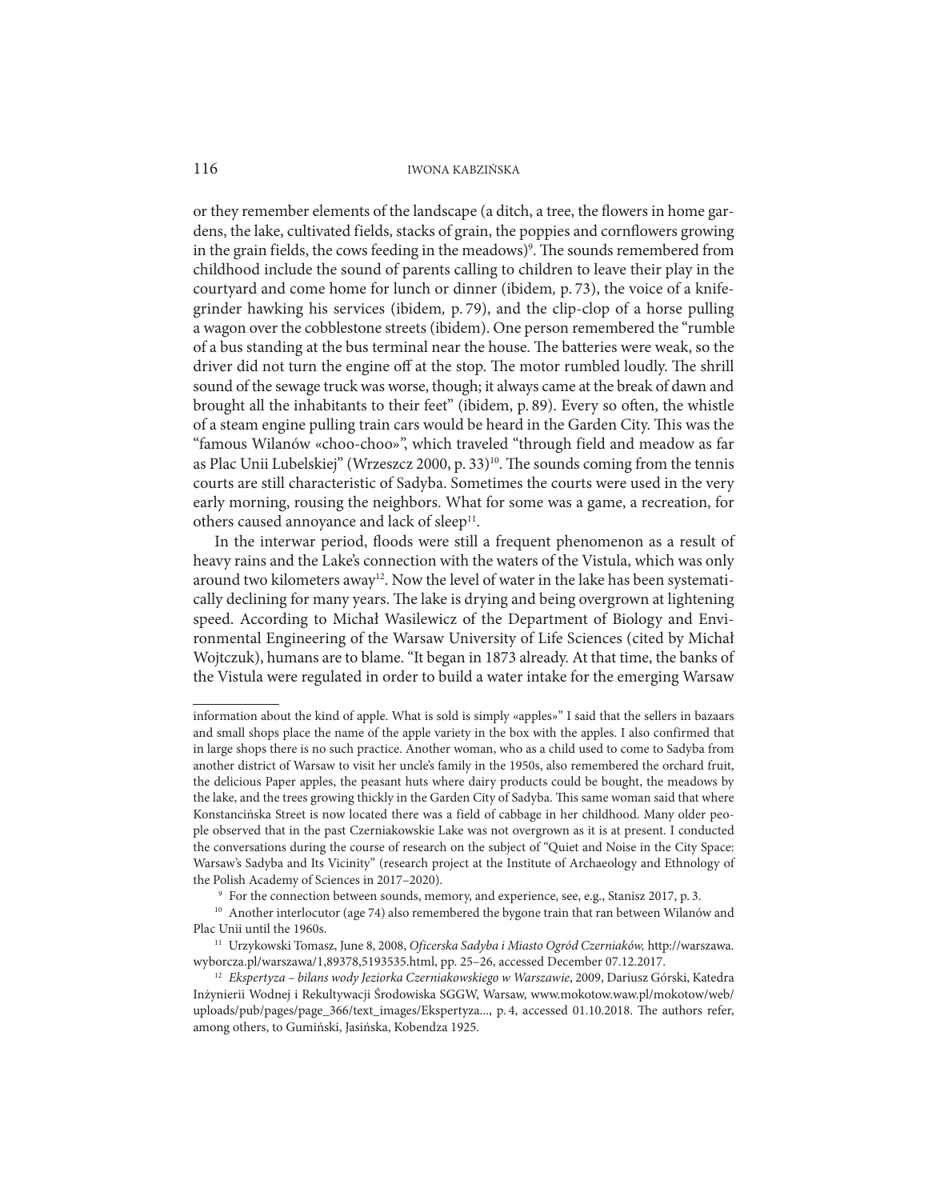or they remember elements of the landscape (a ditch, a tree, the flowers in home gardens, the lake, cultivated fields, stacks of grain, the poppies and cornflowers growing in the grain fields, the cows feeding in the meadows)[9]. The sounds remembered from childhood include the sound of parents calling to children to leave their play in the courtyard and come home for lunch or dinner (ibidem*,* p. 73), the voice of a knife-grinder hawking his services (ibidem*,* p. 79), and the clip-clop of a horse pulling a wagon over the cobblestone streets (ibidem). One person remembered the "rumble of a bus standing at the bus terminal near the house. The batteries were weak, so the driver did not turn the engine off at the stop. The motor rumbled loudly. The shrill sound of the sewage truck was worse, though; it always came at the break of dawn and brought all the inhabitants to their feet" (ibidem, p. 89). Every so often, the whistle of a steam engine pulling train cars would be heard in the Garden City. This was the "famous Wilanów «choo-choo»", which traveled "through field and meadow as far as Plac Unii Lubelskiej" (Wrzeszcz 2000, p. 33)[10]. The sounds coming from the tennis courts are still characteristic of Sadyba. Sometimes the courts were used in the very early morning, rousing the neighbors. What for some was a game, a recreation, for others caused annoyance and lack of sleep[11].

In the interwar period, floods were still a frequent phenomenon as a result of heavy rains and the Lake's connection with the waters of the Vistula, which was only around two kilometers away[12]. Now the level of water in the lake has been systematically declining for many years. The lake is drying and being overgrown at lightening speed. According to Michał Wasilewicz of the Department of Biology and Environmental Engineering of the Warsaw University of Life Sciences (cited by Michał Wojtczuk), humans are to blame. "It began in 1873 already. At that time, the banks of the Vistula were regulated in order to build a water intake for the emerging Warsaw

---

information about the kind of apple. What is sold is simply «apples»" I said that the sellers in bazaars and small shops place the name of the apple variety in the box with the apples. I also confirmed that in large shops there is no such practice. Another woman, who as a child used to come to Sadyba from another district of Warsaw to visit her uncle's family in the 1950s, also remembered the orchard fruit, the delicious Paper apples, the peasant huts where dairy products could be bought, the meadows by the lake, and the trees growing thickly in the Garden City of Sadyba. This same woman said that where Konstancińska Street is now located there was a field of cabbage in her childhood. Many older people observed that in the past Czerniakowskie Lake was not overgrown as it is at present. I conducted the conversations during the course of research on the subject of "Quiet and Noise in the City Space: Warsaw's Sadyba and Its Vicinity" (research project at the Institute of Archaeology and Ethnology of the Polish Academy of Sciences in 2017–2020).

[9] For the connection between sounds, memory, and experience, see, e.g., Stanisz 2017, p. 3.

[10] Another interlocutor (age 74) also remembered the bygone train that ran between Wilanów and Plac Unii until the 1960s.

[11] Urzykowski Tomasz, June 8, 2008, *Oficerska Sadyba i Miasto Ogród Czerniaków,* http://warszawa.wyborcza.pl/warszawa/1,89378,5193535.html, pp. 25–26, accessed December 07.12.2017.

[12] *Ekspertyza – bilans wody Jeziorka Czerniakowskiego w Warszawie*, 2009, Dariusz Górski, Katedra Inżynierii Wodnej i Rekultywacji Środowiska SGGW, Warsaw, www.mokotow.waw.pl/mokotow/web/uploads/pub/pages/page_366/text_images/Ekspertyza..., p. 4, accessed 01.10.2018. The authors refer, among others, to Gumiński, Jasińska, Kobendza 1925.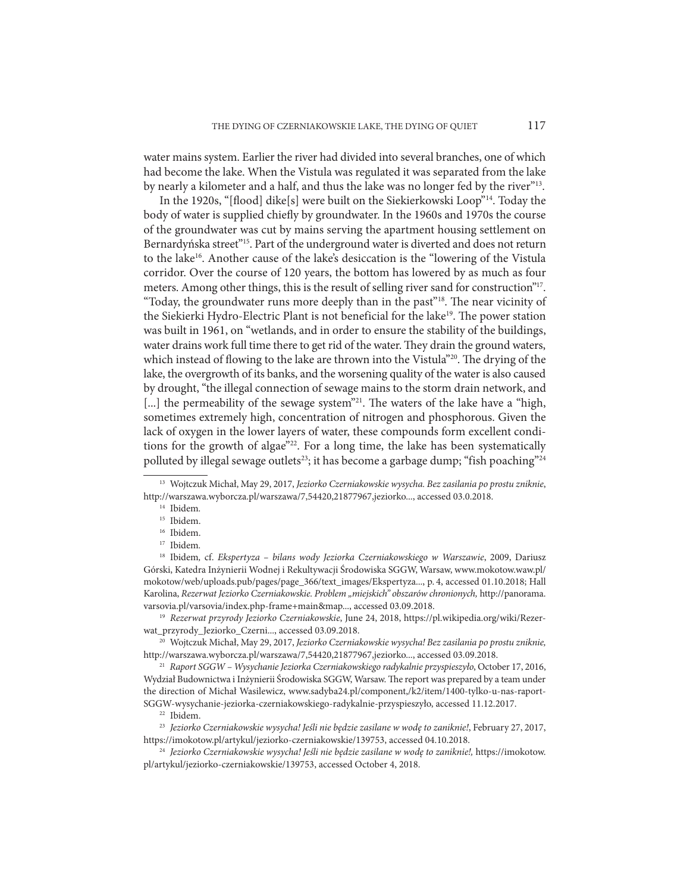water mains system. Earlier the river had divided into several branches, one of which had become the lake. When the Vistula was regulated it was separated from the lake by nearly a kilometer and a half, and thus the lake was no longer fed by the river"[13].

In the 1920s, "[flood] dike[s] were built on the Siekierkowski Loop"[14]. Today the body of water is supplied chiefly by groundwater. In the 1960s and 1970s the course of the groundwater was cut by mains serving the apartment housing settlement on Bernardyńska street"[15]. Part of the underground water is diverted and does not return to the lake[16]. Another cause of the lake's desiccation is the "lowering of the Vistula corridor. Over the course of 120 years, the bottom has lowered by as much as four meters. Among other things, this is the result of selling river sand for construction"[17]. "Today, the groundwater runs more deeply than in the past"[18]. The near vicinity of the Siekierki Hydro-Electric Plant is not beneficial for the lake[19]. The power station was built in 1961, on "wetlands, and in order to ensure the stability of the buildings, water drains work full time there to get rid of the water. They drain the ground waters, which instead of flowing to the lake are thrown into the Vistula"[20]. The drying of the lake, the overgrowth of its banks, and the worsening quality of the water is also caused by drought, "the illegal connection of sewage mains to the storm drain network, and [...] the permeability of the sewage system"[21]. The waters of the lake have a "high, sometimes extremely high, concentration of nitrogen and phosphorous. Given the lack of oxygen in the lower layers of water, these compounds form excellent conditions for the growth of algae"[22]. For a long time, the lake has been systematically polluted by illegal sewage outlets[23]; it has become a garbage dump; "fish poaching"[24]

---

[13] Wojtczuk Michał, May 29, 2017, *Jeziorko Czerniakowskie wysycha. Bez zasilania po prostu zniknie*, http://warszawa.wyborcza.pl/warszawa/7,54420,21877967,jeziorko..., accessed 03.0.2018.

[14] Ibidem.

[15] Ibidem.

[16] Ibidem.

[17] Ibidem.

[18] Ibidem, cf. *Ekspertyza – bilans wody Jeziorka Czerniakowskiego w Warszawie*, 2009, Dariusz Górski, Katedra Inżynierii Wodnej i Rekultywacji Środowiska SGGW, Warsaw, www.mokotow.waw.pl/mokotow/web/uploads.pub/pages/page_366/text_images/Ekspertyza..., p. 4, accessed 01.10.2018; Hall Karolina, *Rezerwat Jeziorko Czerniakowskie. Problem „miejskich" obszarów chronionych,* http://panorama.varsovia.pl/varsovia/index.php-frame+main&map..., accessed 03.09.2018.

[19] *Rezerwat przyrody Jeziorko Czerniakowskie*, June 24, 2018, https://pl.wikipedia.org/wiki/Rezerwat_przyrody_Jeziorko_Czerni..., accessed 03.09.2018.

[20] Wojtczuk Michał, May 29, 2017, *Jeziorko Czerniakowskie wysycha! Bez zasilania po prostu zniknie,* http://warszawa.wyborcza.pl/warszawa/7,54420,21877967,jeziorko..., accessed 03.09.2018.

[21] *Raport SGGW – Wysychanie Jeziorka Czerniakowskiego radykalnie przyspieszyło*, October 17, 2016, Wydział Budownictwa i Inżynierii Środowiska SGGW, Warsaw. The report was prepared by a team under the direction of Michał Wasilewicz, www.sadyba24.pl/component,/k2/item/1400-tylko-u-nas-raport-SGGW-wysychanie-jeziorka-czerniakowskiego-radykalnie-przyspieszyło, accessed 11.12.2017.

[22] Ibidem.

[23] *Jeziorko Czerniakowskie wysycha! Jeśli nie będzie zasilane w wodę to zaniknie!*, February 27, 2017, https://imokotow.pl/artykul/jeziorko-czerniakowskie/139753, accessed 04.10.2018.

[24] *Jeziorko Czerniakowskie wysycha! Jeśli nie będzie zasilane w wodę to zaniknie!,* https://imokotow.pl/artykul/jeziorko-czerniakowskie/139753, accessed October 4, 2018.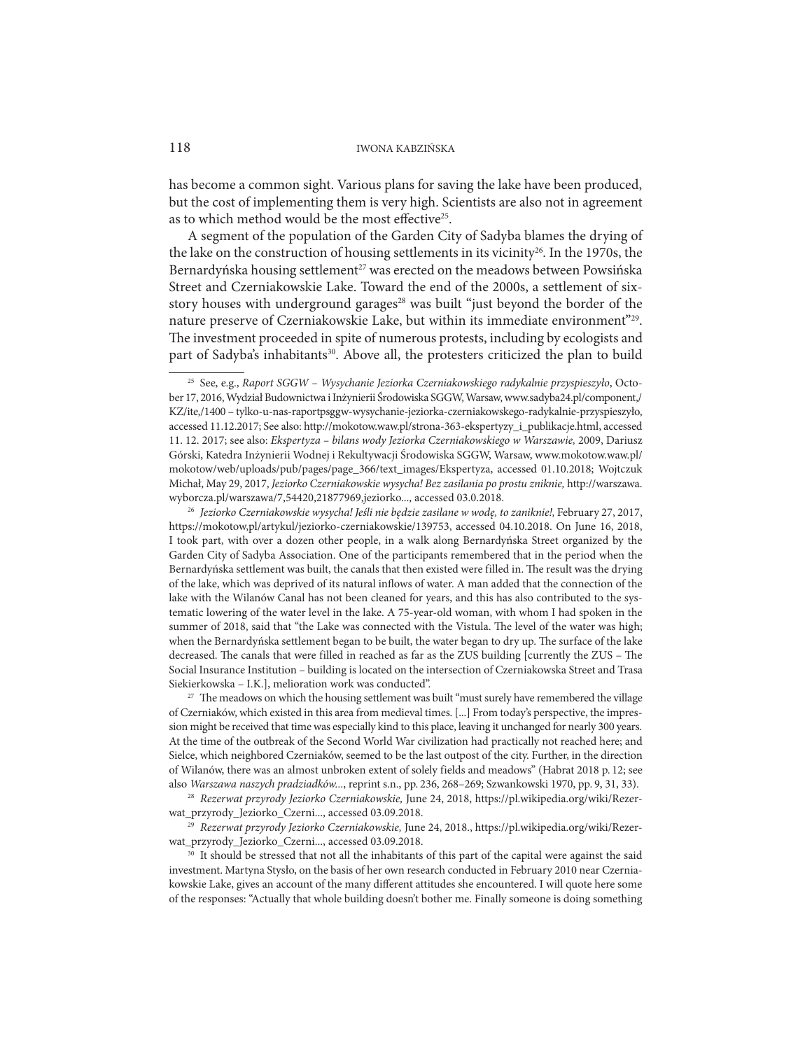has become a common sight. Various plans for saving the lake have been produced, but the cost of implementing them is very high. Scientists are also not in agreement as to which method would be the most effective[25].

A segment of the population of the Garden City of Sadyba blames the drying of the lake on the construction of housing settlements in its vicinity[26]. In the 1970s, the Bernardyńska housing settlement[27] was erected on the meadows between Powsińska Street and Czerniakowskie Lake. Toward the end of the 2000s, a settlement of six-story houses with underground garages[28] was built "just beyond the border of the nature preserve of Czerniakowskie Lake, but within its immediate environment"[29]. The investment proceeded in spite of numerous protests, including by ecologists and part of Sadyba's inhabitants[30]. Above all, the protesters criticized the plan to build

---

[25] See, e.g., *Raport SGGW – Wysychanie Jeziorka Czerniakowskiego radykalnie przyspieszyło*, October 17, 2016, Wydział Budownictwa i Inżynierii Środowiska SGGW, Warsaw, www.sadyba24.pl/component,/KZ/ite,/1400 – tylko-u-nas-raportpsggw-wysychanie-jeziorka-czerniakowskego-radykalnie-przyspieszyło, accessed 11.12.2017; See also: http://mokotow.waw.pl/strona-363-ekspertyzy_i_publikacje.html, accessed 11. 12. 2017; see also: *Ekspertyza – bilans wody Jeziorka Czerniakowskiego w Warszawie,* 2009, Dariusz Górski, Katedra Inżynierii Wodnej i Rekultywacji Środowiska SGGW, Warsaw, www.mokotow.waw.pl/mokotow/web/uploads/pub/pages/page_366/text_images/Ekspertyza, accessed 01.10.2018; Wojtczuk Michał, May 29, 2017, *Jeziorko Czerniakowskie wysycha! Bez zasilania po prostu zniknie,* http://warszawa.wyborcza.pl/warszawa/7,54420,21877969,jeziorko..., accessed 03.0.2018.

[26] *Jeziorko Czerniakowskie wysycha! Jeśli nie będzie zasilane w wodę, to zaniknie!,* February 27, 2017, https://mokotow,pl/artykul/jeziorko-czerniakowskie/139753, accessed 04.10.2018. On June 16, 2018, I took part, with over a dozen other people, in a walk along Bernardyńska Street organized by the Garden City of Sadyba Association. One of the participants remembered that in the period when the Bernardyńska settlement was built, the canals that then existed were filled in. The result was the drying of the lake, which was deprived of its natural inflows of water. A man added that the connection of the lake with the Wilanów Canal has not been cleaned for years, and this has also contributed to the systematic lowering of the water level in the lake. A 75-year-old woman, with whom I had spoken in the summer of 2018, said that "the Lake was connected with the Vistula. The level of the water was high; when the Bernardyńska settlement began to be built, the water began to dry up. The surface of the lake decreased. The canals that were filled in reached as far as the ZUS building [currently the ZUS – The Social Insurance Institution – building is located on the intersection of Czerniakowska Street and Trasa Siekierkowska – I.K.], melioration work was conducted".

[27] The meadows on which the housing settlement was built "must surely have remembered the village of Czerniaków, which existed in this area from medieval times. [...] From today's perspective, the impression might be received that time was especially kind to this place, leaving it unchanged for nearly 300 years. At the time of the outbreak of the Second World War civilization had practically not reached here; and Sielce, which neighbored Czerniaków, seemed to be the last outpost of the city. Further, in the direction of Wilanów, there was an almost unbroken extent of solely fields and meadows" (Habrat 2018 p. 12; see also *Warszawa naszych pradziadków...*, reprint s.n., pp. 236, 268–269; Szwankowski 1970, pp. 9, 31, 33).

[28] *Rezerwat przyrody Jeziorko Czerniakowskie,* June 24, 2018, https://pl.wikipedia.org/wiki/Rezerwat_przyrody_Jeziorko_Czerni..., accessed 03.09.2018.

[29] *Rezerwat przyrody Jeziorko Czerniakowskie,* June 24, 2018., https://pl.wikipedia.org/wiki/Rezerwat_przyrody_Jeziorko_Czerni..., accessed 03.09.2018.

[30] It should be stressed that not all the inhabitants of this part of the capital were against the said investment. Martyna Stysło, on the basis of her own research conducted in February 2010 near Czerniakowskie Lake, gives an account of the many different attitudes she encountered. I will quote here some of the responses: "Actually that whole building doesn't bother me. Finally someone is doing something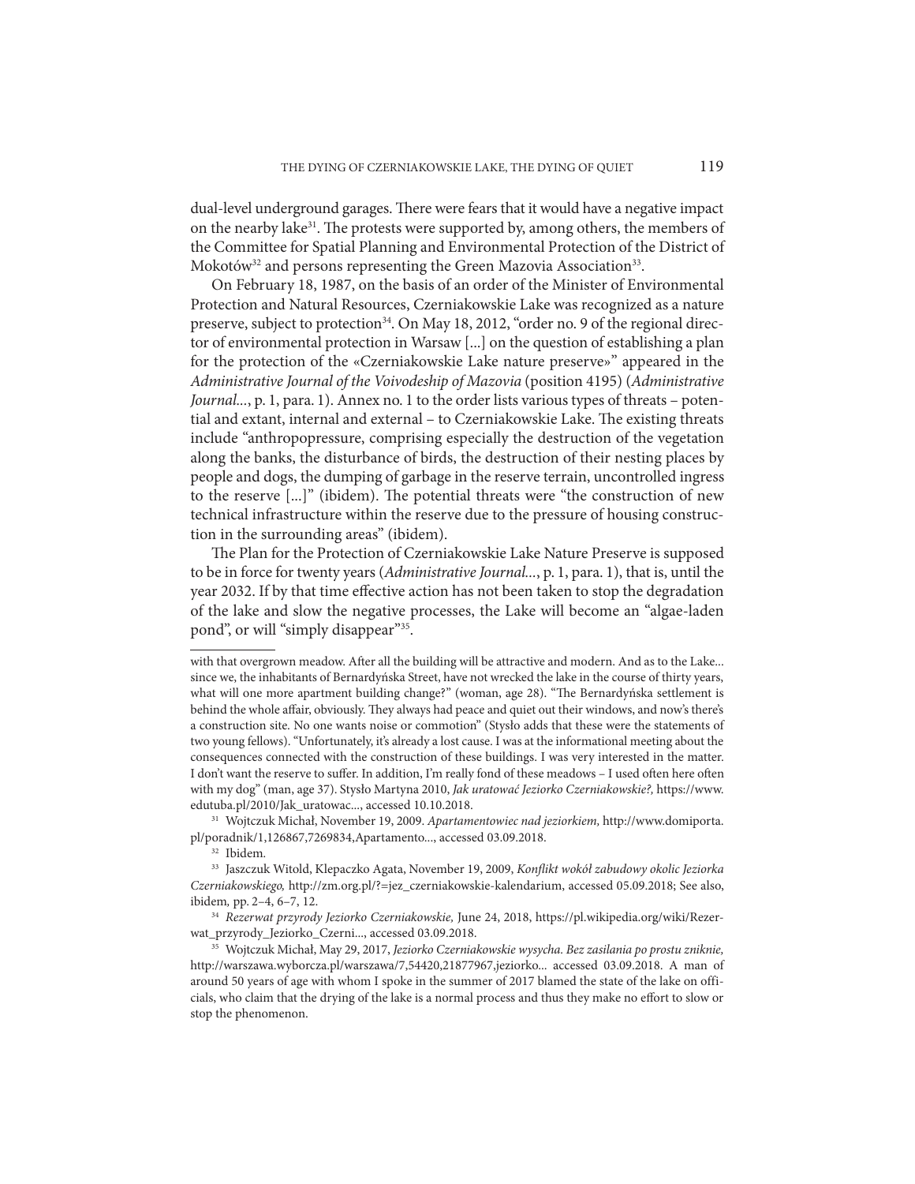dual-level underground garages. There were fears that it would have a negative impact on the nearby lake[31]. The protests were supported by, among others, the members of the Committee for Spatial Planning and Environmental Protection of the District of Mokotów[32] and persons representing the Green Mazovia Association[33].

On February 18, 1987, on the basis of an order of the Minister of Environmental Protection and Natural Resources, Czerniakowskie Lake was recognized as a nature preserve, subject to protection[34]. On May 18, 2012, "order no. 9 of the regional director of environmental protection in Warsaw [...] on the question of establishing a plan for the protection of the «Czerniakowskie Lake nature preserve»" appeared in the *Administrative Journal of the Voivodeship of Mazovia* (position 4195) (*Administrative Journal...*, p. 1, para. 1). Annex no. 1 to the order lists various types of threats – potential and extant, internal and external – to Czerniakowskie Lake. The existing threats include "anthropopressure, comprising especially the destruction of the vegetation along the banks, the disturbance of birds, the destruction of their nesting places by people and dogs, the dumping of garbage in the reserve terrain, uncontrolled ingress to the reserve [...]" (ibidem). The potential threats were "the construction of new technical infrastructure within the reserve due to the pressure of housing construction in the surrounding areas" (ibidem).

The Plan for the Protection of Czerniakowskie Lake Nature Preserve is supposed to be in force for twenty years (*Administrative Journal...*, p. 1, para. 1), that is, until the year 2032. If by that time effective action has not been taken to stop the degradation of the lake and slow the negative processes, the Lake will become an "algae-laden pond", or will "simply disappear"[35].

---

with that overgrown meadow. After all the building will be attractive and modern. And as to the Lake... since we, the inhabitants of Bernardyńska Street, have not wrecked the lake in the course of thirty years, what will one more apartment building change?" (woman, age 28). "The Bernardyńska settlement is behind the whole affair, obviously. They always had peace and quiet out their windows, and now's there's a construction site. No one wants noise or commotion" (Stysło adds that these were the statements of two young fellows). "Unfortunately, it's already a lost cause. I was at the informational meeting about the consequences connected with the construction of these buildings. I was very interested in the matter. I don't want the reserve to suffer. In addition, I'm really fond of these meadows – I used often here often with my dog" (man, age 37). Stysło Martyna 2010, *Jak uratować Jeziorko Czerniakowskie?,* https://www.edutuba.pl/2010/Jak_uratowac..., accessed 10.10.2018.

[31] Wojtczuk Michał, November 19, 2009. *Apartamentowiec nad jeziorkiem,* http://www.domiporta.pl/poradnik/1,126867,7269834,Apartamento..., accessed 03.09.2018.

[32] Ibidem.

[33] Jaszczuk Witold, Klepaczko Agata, November 19, 2009, *Konflikt wokół zabudowy okolic Jeziorka Czerniakowskiego,* http://zm.org.pl/?=jez_czerniakowskie-kalendarium, accessed 05.09.2018; See also, ibidem, pp. 2–4, 6–7, 12.

[34] *Rezerwat przyrody Jeziorko Czerniakowskie,* June 24, 2018, https://pl.wikipedia.org/wiki/Rezerwat_przyrody_Jeziorko_Czerni..., accessed 03.09.2018.

[35] Wojtczuk Michał, May 29, 2017, *Jeziorko Czerniakowskie wysycha. Bez zasilania po prostu zniknie,* http://warszawa.wyborcza.pl/warszawa/7,54420,21877967,jeziorko... accessed 03.09.2018. A man of around 50 years of age with whom I spoke in the summer of 2017 blamed the state of the lake on officials, who claim that the drying of the lake is a normal process and thus they make no effort to slow or stop the phenomenon.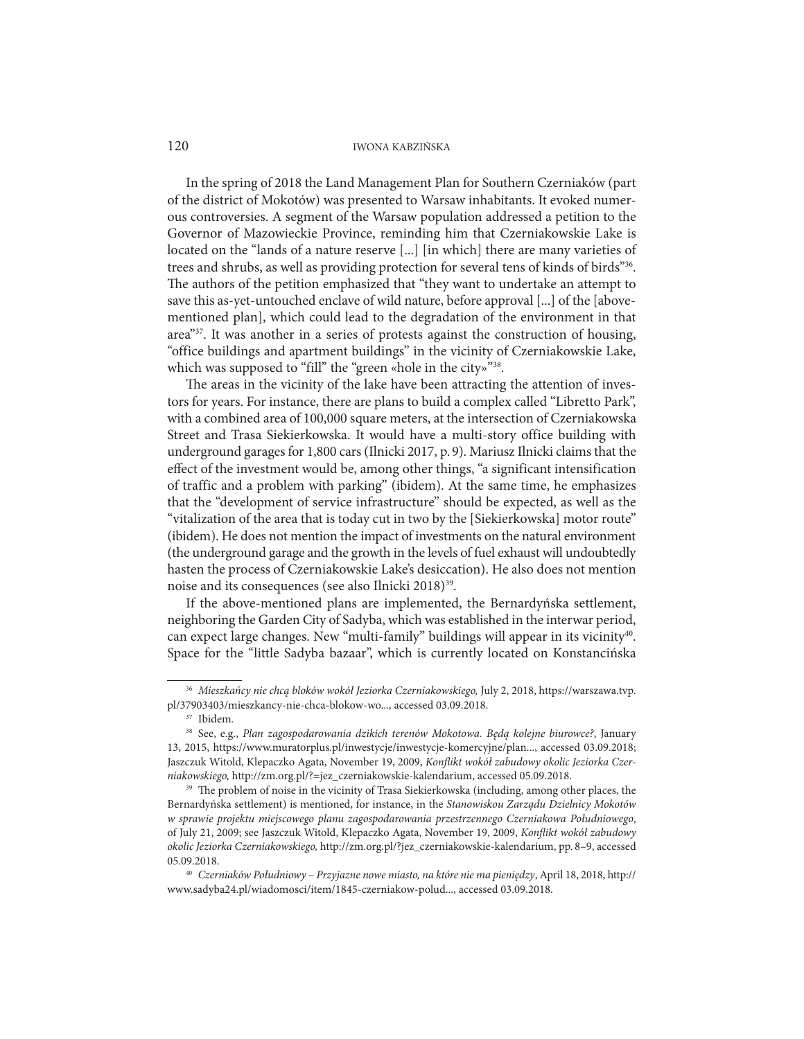In the spring of 2018 the Land Management Plan for Southern Czerniaków (part of the district of Mokotów) was presented to Warsaw inhabitants. It evoked numerous controversies. A segment of the Warsaw population addressed a petition to the Governor of Mazowieckie Province, reminding him that Czerniakowskie Lake is located on the "lands of a nature reserve [...] [in which] there are many varieties of trees and shrubs, as well as providing protection for several tens of kinds of birds"[36]. The authors of the petition emphasized that "they want to undertake an attempt to save this as-yet-untouched enclave of wild nature, before approval [...] of the [above-mentioned plan], which could lead to the degradation of the environment in that area"[37]. It was another in a series of protests against the construction of housing, "office buildings and apartment buildings" in the vicinity of Czerniakowskie Lake, which was supposed to "fill" the "green «hole in the city»"[38].

The areas in the vicinity of the lake have been attracting the attention of investors for years. For instance, there are plans to build a complex called "Libretto Park", with a combined area of 100,000 square meters, at the intersection of Czerniakowska Street and Trasa Siekierkowska. It would have a multi-story office building with underground garages for 1,800 cars (Ilnicki 2017, p. 9). Mariusz Ilnicki claims that the effect of the investment would be, among other things, "a significant intensification of traffic and a problem with parking" (ibidem). At the same time, he emphasizes that the "development of service infrastructure" should be expected, as well as the "vitalization of the area that is today cut in two by the [Siekierkowska] motor route" (ibidem). He does not mention the impact of investments on the natural environment (the underground garage and the growth in the levels of fuel exhaust will undoubtedly hasten the process of Czerniakowskie Lake's desiccation). He also does not mention noise and its consequences (see also Ilnicki 2018)[39].

If the above-mentioned plans are implemented, the Bernardyńska settlement, neighboring the Garden City of Sadyba, which was established in the interwar period, can expect large changes. New "multi-family" buildings will appear in its vicinity[40]. Space for the "little Sadyba bazaar", which is currently located on Konstancińska

---

[36] *Mieszkańcy nie chcą bloków wokół Jeziorka Czerniakowskiego,* July 2, 2018, https://warszawa.tvp.pl/37903403/mieszkancy-nie-chca-blokow-wo..., accessed 03.09.2018.

[37] Ibidem.

[38] See, e.g., *Plan zagospodarowania dzikich terenów Mokotowa. Będą kolejne biurowce?*, January 13, 2015, https://www.muratorplus.pl/inwestycje/inwestycje-komercyjne/plan..., accessed 03.09.2018; Jaszczuk Witold, Klepaczko Agata, November 19, 2009, *Konflikt wokół zabudowy okolic Jeziorka Czerniakowskiego,* http://zm.org.pl/?=jez_czerniakowskie-kalendarium, accessed 05.09.2018.

[39] The problem of noise in the vicinity of Trasa Siekierkowska (including, among other places, the Bernardyńska settlement) is mentioned, for instance, in the *Stanowiskou Zarządu Dzielnicy Mokotów w sprawie projektu miejscowego planu zagospodarowania przestrzennego Czerniakowa Południowego*, of July 21, 2009; see Jaszczuk Witold, Klepaczko Agata, November 19, 2009, *Konflikt wokół zabudowy okolic Jeziorka Czerniakowskiego,* http://zm.org.pl/?jez_czerniakowskie-kalendarium, pp. 8–9, accessed 05.09.2018.

[40] *Czerniaków Południowy – Przyjazne nowe miasto, na które nie ma pieniędzy*, April 18, 2018, http://www.sadyba24.pl/wiadomosci/item/1845-czerniakow-polud..., accessed 03.09.2018.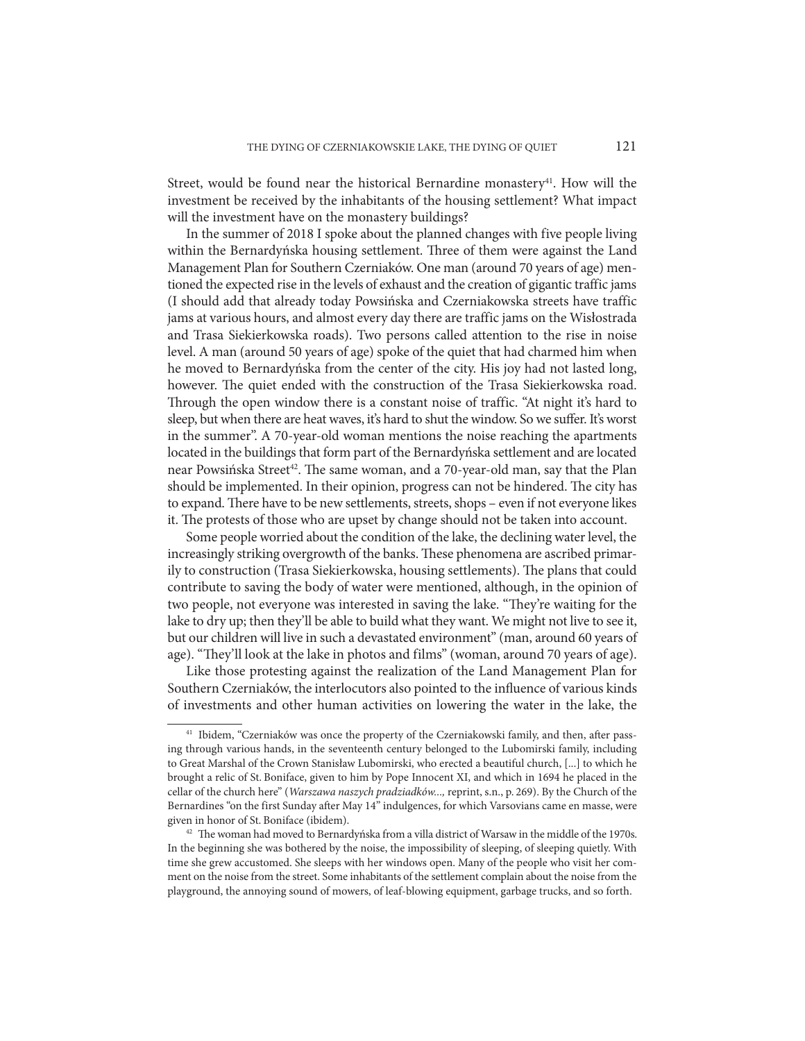Street, would be found near the historical Bernardine monastery[41]. How will the investment be received by the inhabitants of the housing settlement? What impact will the investment have on the monastery buildings?

In the summer of 2018 I spoke about the planned changes with five people living within the Bernardyńska housing settlement. Three of them were against the Land Management Plan for Southern Czerniaków. One man (around 70 years of age) mentioned the expected rise in the levels of exhaust and the creation of gigantic traffic jams (I should add that already today Powsińska and Czerniakowska streets have traffic jams at various hours, and almost every day there are traffic jams on the Wisłostrada and Trasa Siekierkowska roads). Two persons called attention to the rise in noise level. A man (around 50 years of age) spoke of the quiet that had charmed him when he moved to Bernardyńska from the center of the city. His joy had not lasted long, however. The quiet ended with the construction of the Trasa Siekierkowska road. Through the open window there is a constant noise of traffic. "At night it's hard to sleep, but when there are heat waves, it's hard to shut the window. So we suffer. It's worst in the summer". A 70-year-old woman mentions the noise reaching the apartments located in the buildings that form part of the Bernardyńska settlement and are located near Powsińska Street[42]. The same woman, and a 70-year-old man, say that the Plan should be implemented. In their opinion, progress can not be hindered. The city has to expand. There have to be new settlements, streets, shops – even if not everyone likes it. The protests of those who are upset by change should not be taken into account.

Some people worried about the condition of the lake, the declining water level, the increasingly striking overgrowth of the banks. These phenomena are ascribed primarily to construction (Trasa Siekierkowska, housing settlements). The plans that could contribute to saving the body of water were mentioned, although, in the opinion of two people, not everyone was interested in saving the lake. "They're waiting for the lake to dry up; then they'll be able to build what they want. We might not live to see it, but our children will live in such a devastated environment" (man, around 60 years of age). "They'll look at the lake in photos and films" (woman, around 70 years of age).

Like those protesting against the realization of the Land Management Plan for Southern Czerniaków, the interlocutors also pointed to the influence of various kinds of investments and other human activities on lowering the water in the lake, the

---

[41] Ibidem, "Czerniaków was once the property of the Czerniakowski family, and then, after passing through various hands, in the seventeenth century belonged to the Lubomirski family, including to Great Marshal of the Crown Stanisław Lubomirski, who erected a beautiful church, [...] to which he brought a relic of St. Boniface, given to him by Pope Innocent XI, and which in 1694 he placed in the cellar of the church here" (*Warszawa naszych pradziadków...,* reprint, s.n., p. 269). By the Church of the Bernardines "on the first Sunday after May 14" indulgences, for which Varsovians came en masse, were given in honor of St. Boniface (ibidem).

[42] The woman had moved to Bernardyńska from a villa district of Warsaw in the middle of the 1970s. In the beginning she was bothered by the noise, the impossibility of sleeping, of sleeping quietly. With time she grew accustomed. She sleeps with her windows open. Many of the people who visit her comment on the noise from the street. Some inhabitants of the settlement complain about the noise from the playground, the annoying sound of mowers, of leaf-blowing equipment, garbage trucks, and so forth.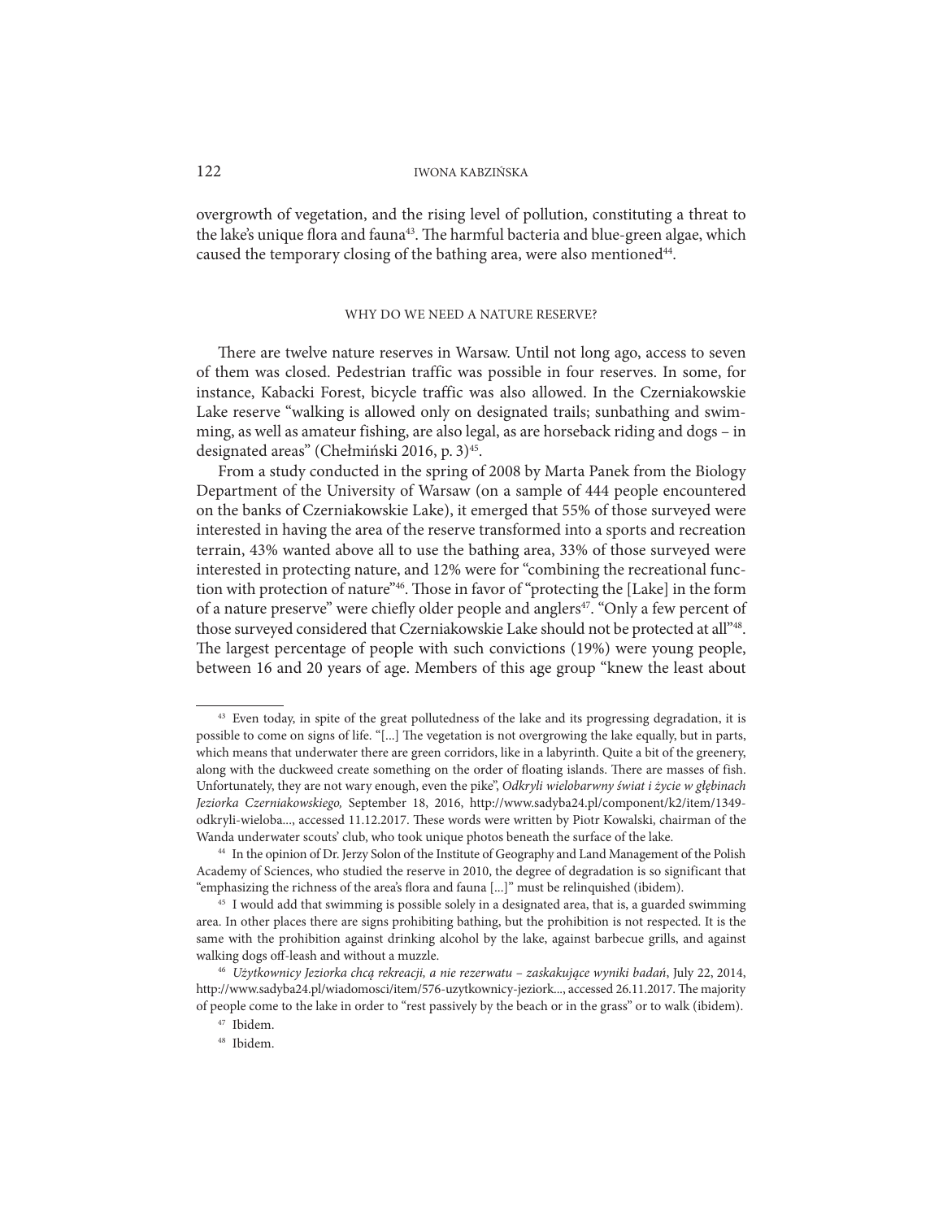overgrowth of vegetation, and the rising level of pollution, constituting a threat to the lake's unique flora and fauna[43]. The harmful bacteria and blue-green algae, which caused the temporary closing of the bathing area, were also mentioned[44].

## WHY DO WE NEED A NATURE RESERVE?

There are twelve nature reserves in Warsaw. Until not long ago, access to seven of them was closed. Pedestrian traffic was possible in four reserves. In some, for instance, Kabacki Forest, bicycle traffic was also allowed. In the Czerniakowskie Lake reserve "walking is allowed only on designated trails; sunbathing and swimming, as well as amateur fishing, are also legal, as are horseback riding and dogs – in designated areas" (Chełmiński 2016, p. 3)[45].

From a study conducted in the spring of 2008 by Marta Panek from the Biology Department of the University of Warsaw (on a sample of 444 people encountered on the banks of Czerniakowskie Lake), it emerged that 55% of those surveyed were interested in having the area of the reserve transformed into a sports and recreation terrain, 43% wanted above all to use the bathing area, 33% of those surveyed were interested in protecting nature, and 12% were for "combining the recreational function with protection of nature"[46]. Those in favor of "protecting the [Lake] in the form of a nature preserve" were chiefly older people and anglers[47]. "Only a few percent of those surveyed considered that Czerniakowskie Lake should not be protected at all"[48]. The largest percentage of people with such convictions (19%) were young people, between 16 and 20 years of age. Members of this age group "knew the least about

---

[43] Even today, in spite of the great pollutedness of the lake and its progressing degradation, it is possible to come on signs of life. "[...] The vegetation is not overgrowing the lake equally, but in parts, which means that underwater there are green corridors, like in a labyrinth. Quite a bit of the greenery, along with the duckweed create something on the order of floating islands. There are masses of fish. Unfortunately, they are not wary enough, even the pike", *Odkryli wielobarwny świat i życie w głębinach Jeziorka Czerniakowskiego,* September 18, 2016, http://www.sadyba24.pl/component/k2/item/1349-odkryli-wieloba..., accessed 11.12.2017. These words were written by Piotr Kowalski, chairman of the Wanda underwater scouts' club, who took unique photos beneath the surface of the lake.

[44] In the opinion of Dr. Jerzy Solon of the Institute of Geography and Land Management of the Polish Academy of Sciences, who studied the reserve in 2010, the degree of degradation is so significant that "emphasizing the richness of the area's flora and fauna [...]" must be relinquished (ibidem).

[45] I would add that swimming is possible solely in a designated area, that is, a guarded swimming area. In other places there are signs prohibiting bathing, but the prohibition is not respected. It is the same with the prohibition against drinking alcohol by the lake, against barbecue grills, and against walking dogs off-leash and without a muzzle.

[46] *Użytkownicy Jeziorka chcą rekreacji, a nie rezerwatu – zaskakujące wyniki badań*, July 22, 2014, http://www.sadyba24.pl/wiadomosci/item/576-uzytkownicy-jeziork..., accessed 26.11.2017. The majority of people come to the lake in order to "rest passively by the beach or in the grass" or to walk (ibidem).

[47] Ibidem.

[48] Ibidem.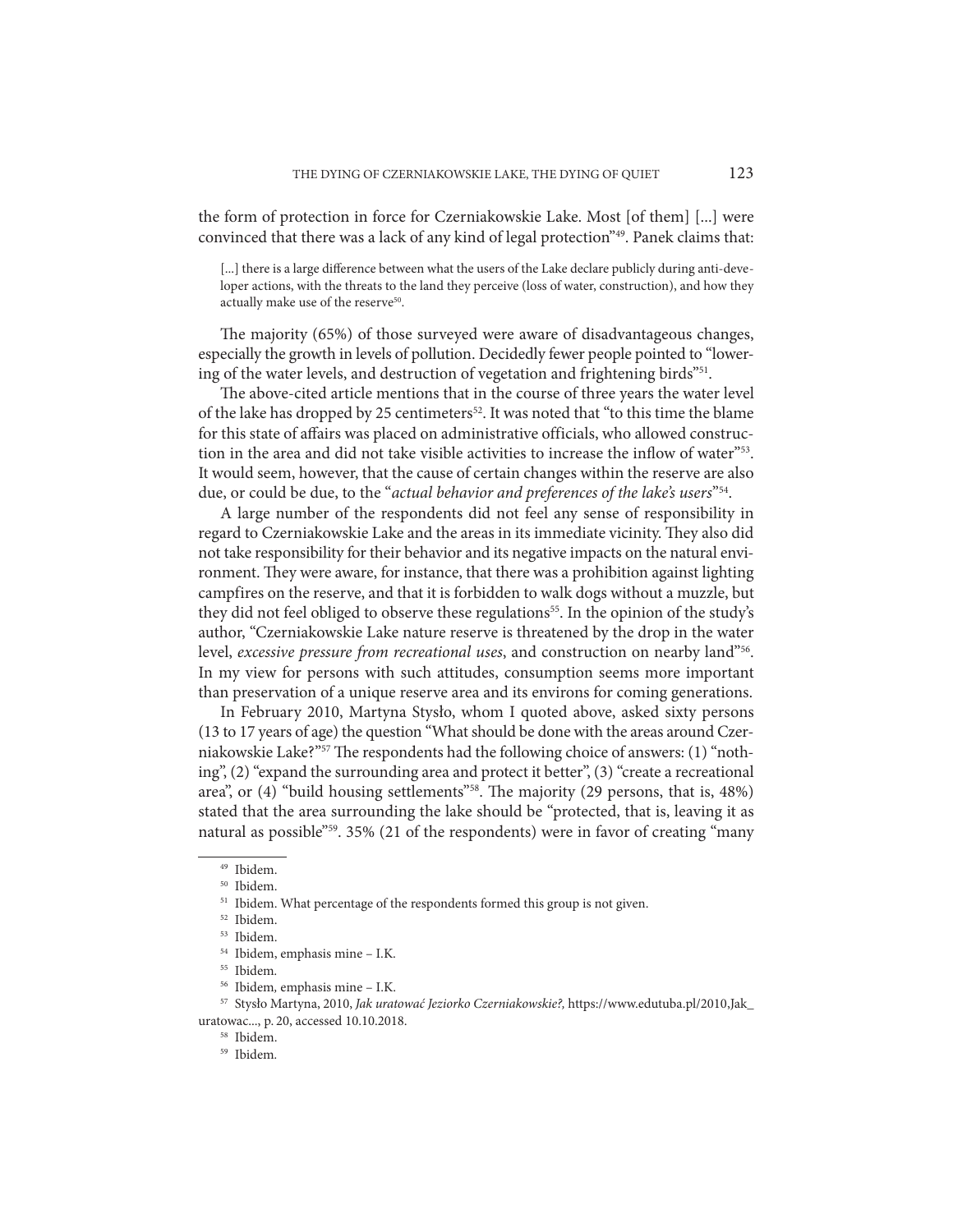the form of protection in force for Czerniakowskie Lake. Most [of them] [...] were convinced that there was a lack of any kind of legal protection"[49]. Panek claims that:

> [...] there is a large difference between what the users of the Lake declare publicly during anti-developer actions, with the threats to the land they perceive (loss of water, construction), and how they actually make use of the reserve[50].

The majority (65%) of those surveyed were aware of disadvantageous changes, especially the growth in levels of pollution. Decidedly fewer people pointed to "lowering of the water levels, and destruction of vegetation and frightening birds"[51].

The above-cited article mentions that in the course of three years the water level of the lake has dropped by 25 centimeters[52]. It was noted that "to this time the blame for this state of affairs was placed on administrative officials, who allowed construction in the area and did not take visible activities to increase the inflow of water"[53]. It would seem, however, that the cause of certain changes within the reserve are also due, or could be due, to the "*actual behavior and preferences of the lake's users*"[54].

A large number of the respondents did not feel any sense of responsibility in regard to Czerniakowskie Lake and the areas in its immediate vicinity. They also did not take responsibility for their behavior and its negative impacts on the natural environment. They were aware, for instance, that there was a prohibition against lighting campfires on the reserve, and that it is forbidden to walk dogs without a muzzle, but they did not feel obliged to observe these regulations[55]. In the opinion of the study's author, "Czerniakowskie Lake nature reserve is threatened by the drop in the water level, *excessive pressure from recreational uses*, and construction on nearby land"[56]. In my view for persons with such attitudes, consumption seems more important than preservation of a unique reserve area and its environs for coming generations.

In February 2010, Martyna Stysło, whom I quoted above, asked sixty persons (13 to 17 years of age) the question "What should be done with the areas around Czerniakowskie Lake?"[57] The respondents had the following choice of answers: (1) "nothing", (2) "expand the surrounding area and protect it better", (3) "create a recreational area", or (4) "build housing settlements"[58]. The majority (29 persons, that is, 48%) stated that the area surrounding the lake should be "protected, that is, leaving it as natural as possible"[59]. 35% (21 of the respondents) were in favor of creating "many

---

[49] Ibidem.

[50] Ibidem.

[51] Ibidem. What percentage of the respondents formed this group is not given.

[52] Ibidem.

[53] Ibidem.

[54] Ibidem, emphasis mine – I.K.

[55] Ibidem.

[56] Ibidem, emphasis mine – I.K.

[57] Stysło Martyna, 2010, *Jak uratować Jeziorko Czerniakowskie?*, https://www.edutuba.pl/2010,Jak_uratowac..., p. 20, accessed 10.10.2018.

[58] Ibidem.

[59] Ibidem.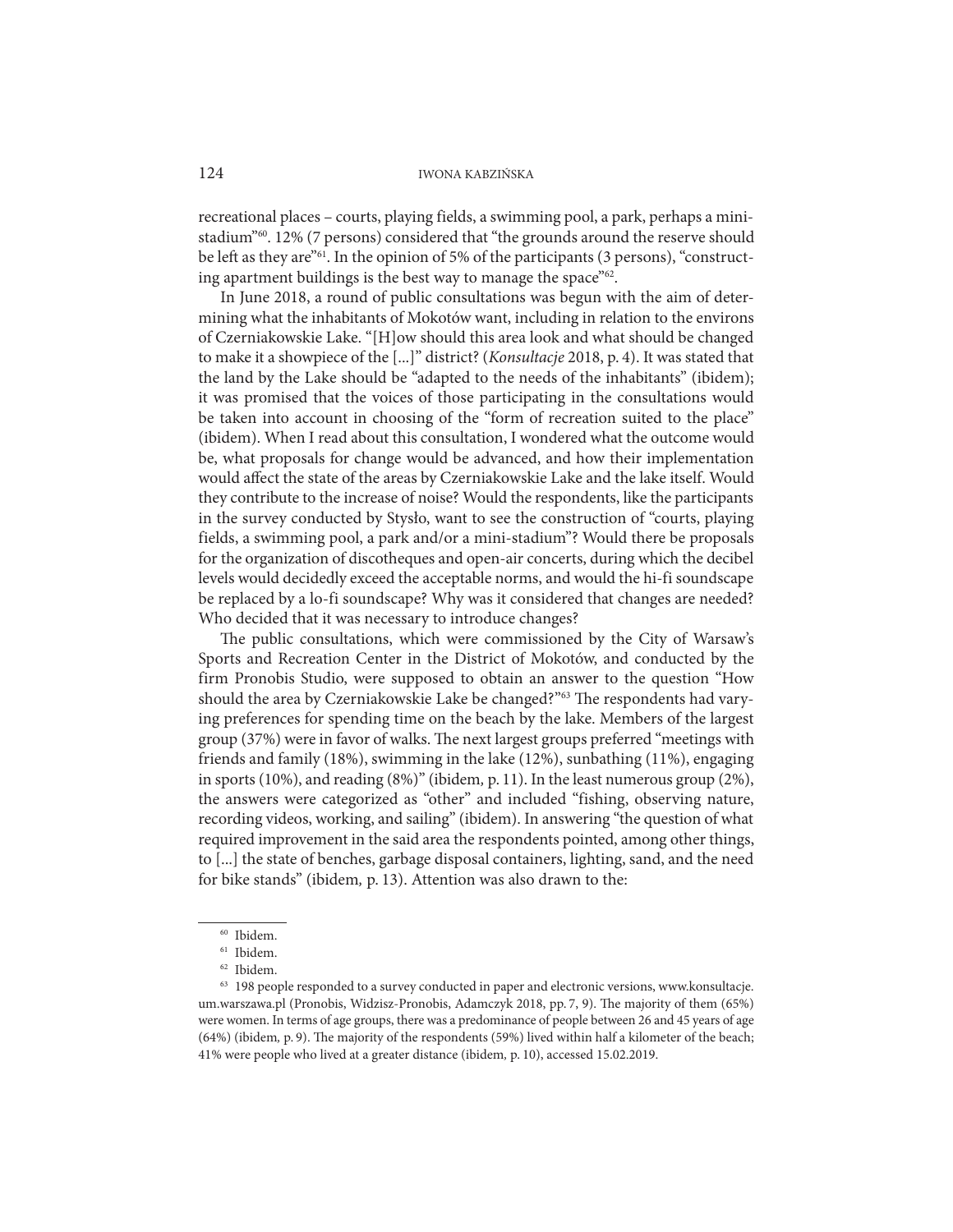recreational places – courts, playing fields, a swimming pool, a park, perhaps a mini-stadium"[60]. 12% (7 persons) considered that "the grounds around the reserve should be left as they are"[61]. In the opinion of 5% of the participants (3 persons), "constructing apartment buildings is the best way to manage the space"[62].

In June 2018, a round of public consultations was begun with the aim of determining what the inhabitants of Mokotów want, including in relation to the environs of Czerniakowskie Lake. "[H]ow should this area look and what should be changed to make it a showpiece of the [...]" district? (*Konsultacje* 2018, p. 4). It was stated that the land by the Lake should be "adapted to the needs of the inhabitants" (ibidem); it was promised that the voices of those participating in the consultations would be taken into account in choosing of the "form of recreation suited to the place" (ibidem). When I read about this consultation, I wondered what the outcome would be, what proposals for change would be advanced, and how their implementation would affect the state of the areas by Czerniakowskie Lake and the lake itself. Would they contribute to the increase of noise? Would the respondents, like the participants in the survey conducted by Stysło, want to see the construction of "courts, playing fields, a swimming pool, a park and/or a mini-stadium"? Would there be proposals for the organization of discotheques and open-air concerts, during which the decibel levels would decidedly exceed the acceptable norms, and would the hi-fi soundscape be replaced by a lo-fi soundscape? Why was it considered that changes are needed? Who decided that it was necessary to introduce changes?

The public consultations, which were commissioned by the City of Warsaw's Sports and Recreation Center in the District of Mokotów, and conducted by the firm Pronobis Studio, were supposed to obtain an answer to the question "How should the area by Czerniakowskie Lake be changed?"[63] The respondents had varying preferences for spending time on the beach by the lake. Members of the largest group (37%) were in favor of walks. The next largest groups preferred "meetings with friends and family (18%), swimming in the lake (12%), sunbathing (11%), engaging in sports (10%), and reading (8%)" (ibidem, p. 11). In the least numerous group (2%), the answers were categorized as "other" and included "fishing, observing nature, recording videos, working, and sailing" (ibidem). In answering "the question of what required improvement in the said area the respondents pointed, among other things, to [...] the state of benches, garbage disposal containers, lighting, sand, and the need for bike stands" (ibidem, p. 13). Attention was also drawn to the:

---

[60] Ibidem.

[61] Ibidem.

[62] Ibidem.

[63] 198 people responded to a survey conducted in paper and electronic versions, www.konsultacje.um.warszawa.pl (Pronobis, Widzisz-Pronobis, Adamczyk 2018, pp. 7, 9). The majority of them (65%) were women. In terms of age groups, there was a predominance of people between 26 and 45 years of age (64%) (ibidem, p. 9). The majority of the respondents (59%) lived within half a kilometer of the beach; 41% were people who lived at a greater distance (ibidem, p. 10), accessed 15.02.2019.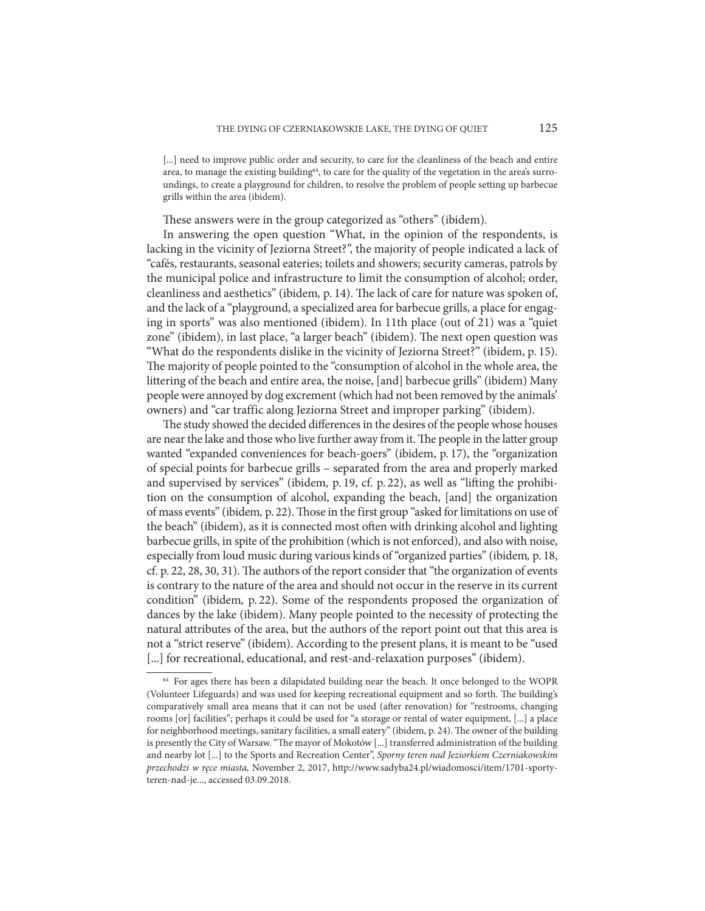> [...] need to improve public order and security, to care for the cleanliness of the beach and entire area, to manage the existing building[64], to care for the quality of the vegetation in the area's surroundings, to create a playground for children, to resolve the problem of people setting up barbecue grills within the area (ibidem).

These answers were in the group categorized as "others" (ibidem).

In answering the open question "What, in the opinion of the respondents, is lacking in the vicinity of Jeziorna Street?", the majority of people indicated a lack of "cafés, restaurants, seasonal eateries; toilets and showers; security cameras, patrols by the municipal police and infrastructure to limit the consumption of alcohol; order, cleanliness and aesthetics" (ibidem*,* p. 14). The lack of care for nature was spoken of, and the lack of a "playground, a specialized area for barbecue grills, a place for engaging in sports" was also mentioned (ibidem). In 11th place (out of 21) was a "quiet zone" (ibidem), in last place, "a larger beach" (ibidem). The next open question was "What do the respondents dislike in the vicinity of Jeziorna Street?" (ibidem, p. 15). The majority of people pointed to the "consumption of alcohol in the whole area, the littering of the beach and entire area, the noise, [and] barbecue grills" (ibidem) Many people were annoyed by dog excrement (which had not been removed by the animals' owners) and "car traffic along Jeziorna Street and improper parking" (ibidem).

The study showed the decided differences in the desires of the people whose houses are near the lake and those who live further away from it. The people in the latter group wanted "expanded conveniences for beach-goers" (ibidem, p. 17), the "organization of special points for barbecue grills – separated from the area and properly marked and supervised by services" (ibidem*,* p. 19, cf. p. 22), as well as "lifting the prohibition on the consumption of alcohol, expanding the beach, [and] the organization of mass events" (ibidem*,* p. 22). Those in the first group "asked for limitations on use of the beach" (ibidem), as it is connected most often with drinking alcohol and lighting barbecue grills, in spite of the prohibition (which is not enforced), and also with noise, especially from loud music during various kinds of "organized parties" (ibidem*,* p. 18, cf. p. 22, 28, 30, 31). The authors of the report consider that "the organization of events is contrary to the nature of the area and should not occur in the reserve in its current condition" (ibidem*,* p. 22). Some of the respondents proposed the organization of dances by the lake (ibidem). Many people pointed to the necessity of protecting the natural attributes of the area, but the authors of the report point out that this area is not a "strict reserve" (ibidem). According to the present plans, it is meant to be "used [...] for recreational, educational, and rest-and-relaxation purposes" (ibidem).

---

[64] For ages there has been a dilapidated building near the beach. It once belonged to the WOPR (Volunteer Lifeguards) and was used for keeping recreational equipment and so forth. The building's comparatively small area means that it can not be used (after renovation) for "restrooms, changing rooms [or] facilities"; perhaps it could be used for "a storage or rental of water equipment, [...] a place for neighborhood meetings, sanitary facilities, a small eatery" (ibidem, p. 24). The owner of the building is presently the City of Warsaw. "The mayor of Mokotów [...] transferred administration of the building and nearby lot [...] to the Sports and Recreation Center", *Sporny teren nad Jeziorkiem Czerniakowskim przechodzi w ręce miasta,* November 2, 2017, http://www.sadyba24.pl/wiadomosci/item/1701-sporty-teren-nad-je..., accessed 03.09.2018.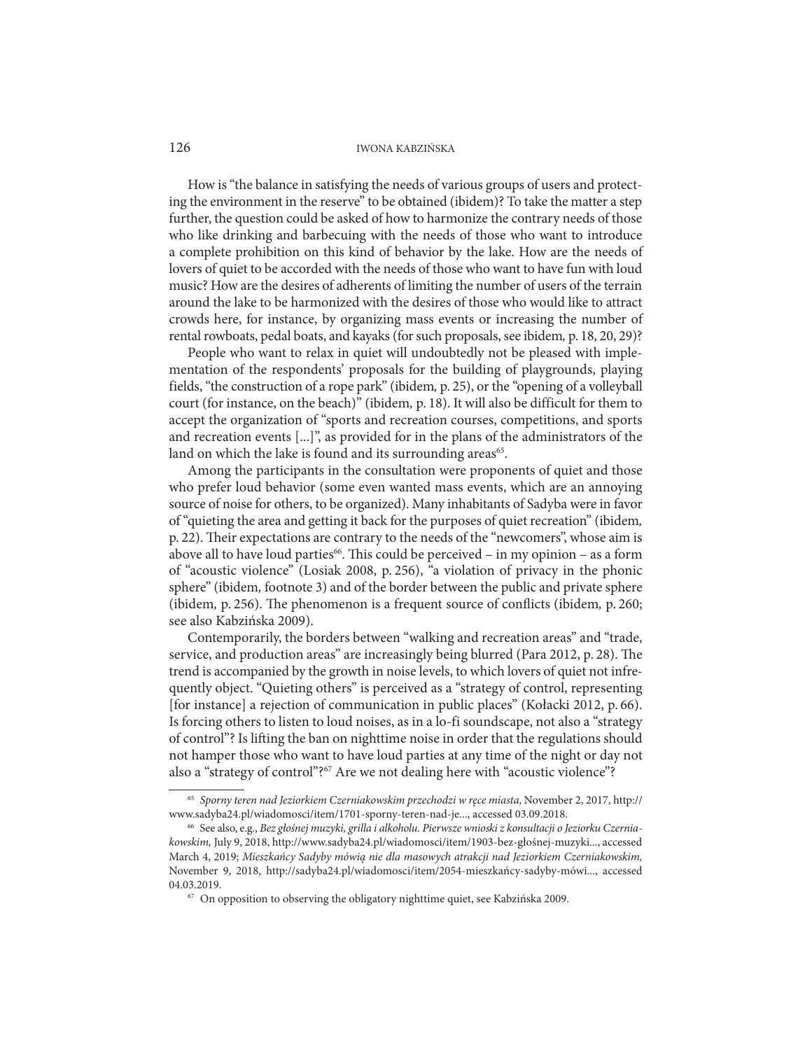How is "the balance in satisfying the needs of various groups of users and protecting the environment in the reserve" to be obtained (ibidem)? To take the matter a step further, the question could be asked of how to harmonize the contrary needs of those who like drinking and barbecuing with the needs of those who want to introduce a complete prohibition on this kind of behavior by the lake. How are the needs of lovers of quiet to be accorded with the needs of those who want to have fun with loud music? How are the desires of adherents of limiting the number of users of the terrain around the lake to be harmonized with the desires of those who would like to attract crowds here, for instance, by organizing mass events or increasing the number of rental rowboats, pedal boats, and kayaks (for such proposals, see ibidem*,* p. 18, 20, 29)?

People who want to relax in quiet will undoubtedly not be pleased with implementation of the respondents' proposals for the building of playgrounds, playing fields, "the construction of a rope park" (ibidem*,* p. 25), or the "opening of a volleyball court (for instance, on the beach)" (ibidem, p. 18). It will also be difficult for them to accept the organization of "sports and recreation courses, competitions, and sports and recreation events [...]", as provided for in the plans of the administrators of the land on which the lake is found and its surrounding areas[65].

Among the participants in the consultation were proponents of quiet and those who prefer loud behavior (some even wanted mass events, which are an annoying source of noise for others, to be organized). Many inhabitants of Sadyba were in favor of "quieting the area and getting it back for the purposes of quiet recreation" (ibidem*,* p. 22). Their expectations are contrary to the needs of the "newcomers", whose aim is above all to have loud parties[66]. This could be perceived – in my opinion – as a form of "acoustic violence" (Losiak 2008, p. 256), "a violation of privacy in the phonic sphere" (ibidem*,* footnote 3) and of the border between the public and private sphere (ibidem*,* p. 256). The phenomenon is a frequent source of conflicts (ibidem*,* p. 260; see also Kabzińska 2009).

Contemporarily, the borders between "walking and recreation areas" and "trade, service, and production areas" are increasingly being blurred (Para 2012, p. 28). The trend is accompanied by the growth in noise levels, to which lovers of quiet not infrequently object. "Quieting others" is perceived as a "strategy of control, representing [for instance] a rejection of communication in public places" (Kołacki 2012, p. 66). Is forcing others to listen to loud noises, as in a lo-fi soundscape, not also a "strategy of control"? Is lifting the ban on nighttime noise in order that the regulations should not hamper those who want to have loud parties at any time of the night or day not also a "strategy of control"?[67] Are we not dealing here with "acoustic violence"?

---

[65] *Sporny teren nad Jeziorkiem Czerniakowskim przechodzi w ręce miasta,* November 2, 2017, http://www.sadyba24.pl/wiadomosci/item/1701-sporny-teren-nad-je..., accessed 03.09.2018.

[66] See also, e.g., *Bez głośnej muzyki, grilla i alkoholu. Pierwsze wnioski z konsultacji o Jeziorku Czerniakowskim,* July 9, 2018, http://www.sadyba24.pl/wiadomosci/item/1903-bez-głośnej-muzyki..., accessed March 4, 2019; *Mieszkańcy Sadyby mówią nie dla masowych atrakcji nad Jeziorkiem Czerniakowskim,* November 9, 2018, http://sadyba24.pl/wiadomosci/item/2054-mieszkańcy-sadyby-mówi..., accessed 04.03.2019.

[67] On opposition to observing the obligatory nighttime quiet, see Kabzińska 2009.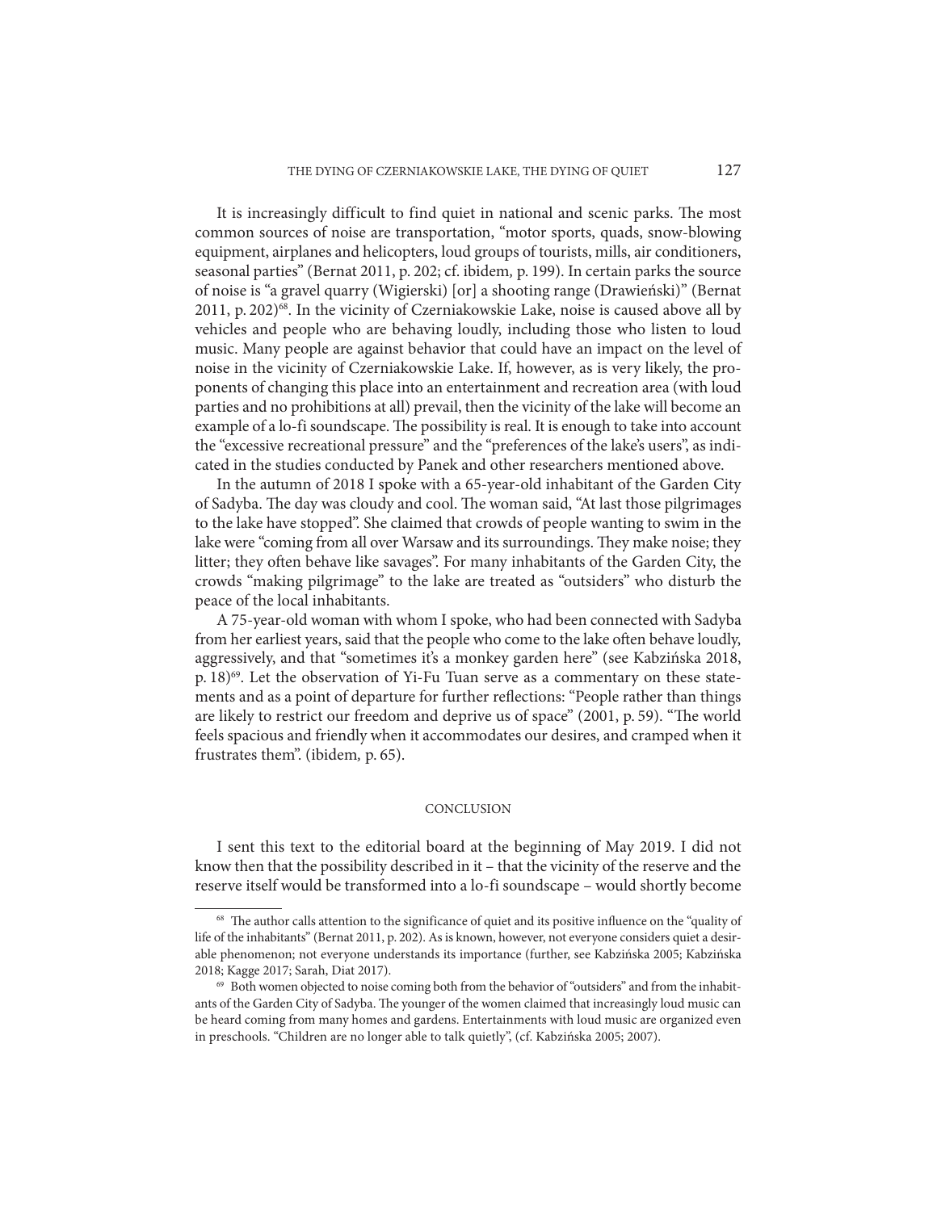It is increasingly difficult to find quiet in national and scenic parks. The most common sources of noise are transportation, "motor sports, quads, snow-blowing equipment, airplanes and helicopters, loud groups of tourists, mills, air conditioners, seasonal parties" (Bernat 2011, p. 202; cf. ibidem*,* p. 199). In certain parks the source of noise is "a gravel quarry (Wigierski) [or] a shooting range (Drawieński)" (Bernat 2011, p. 202)[68]. In the vicinity of Czerniakowskie Lake, noise is caused above all by vehicles and people who are behaving loudly, including those who listen to loud music. Many people are against behavior that could have an impact on the level of noise in the vicinity of Czerniakowskie Lake. If, however, as is very likely, the proponents of changing this place into an entertainment and recreation area (with loud parties and no prohibitions at all) prevail, then the vicinity of the lake will become an example of a lo-fi soundscape. The possibility is real. It is enough to take into account the "excessive recreational pressure" and the "preferences of the lake's users", as indicated in the studies conducted by Panek and other researchers mentioned above.

In the autumn of 2018 I spoke with a 65-year-old inhabitant of the Garden City of Sadyba. The day was cloudy and cool. The woman said, "At last those pilgrimages to the lake have stopped". She claimed that crowds of people wanting to swim in the lake were "coming from all over Warsaw and its surroundings. They make noise; they litter; they often behave like savages". For many inhabitants of the Garden City, the crowds "making pilgrimage" to the lake are treated as "outsiders" who disturb the peace of the local inhabitants.

A 75-year-old woman with whom I spoke, who had been connected with Sadyba from her earliest years, said that the people who come to the lake often behave loudly, aggressively, and that "sometimes it's a monkey garden here" (see Kabzińska 2018, p. 18)[69]. Let the observation of Yi-Fu Tuan serve as a commentary on these statements and as a point of departure for further reflections: "People rather than things are likely to restrict our freedom and deprive us of space" (2001, p. 59). "The world feels spacious and friendly when it accommodates our desires, and cramped when it frustrates them". (ibidem*,* p. 65).

## CONCLUSION

I sent this text to the editorial board at the beginning of May 2019. I did not know then that the possibility described in it – that the vicinity of the reserve and the reserve itself would be transformed into a lo-fi soundscape – would shortly become

---

[68] The author calls attention to the significance of quiet and its positive influence on the "quality of life of the inhabitants" (Bernat 2011, p. 202). As is known, however, not everyone considers quiet a desirable phenomenon; not everyone understands its importance (further, see Kabzińska 2005; Kabzińska 2018; Kagge 2017; Sarah, Diat 2017).

[69] Both women objected to noise coming both from the behavior of "outsiders" and from the inhabitants of the Garden City of Sadyba. The younger of the women claimed that increasingly loud music can be heard coming from many homes and gardens. Entertainments with loud music are organized even in preschools. "Children are no longer able to talk quietly", (cf. Kabzińska 2005; 2007).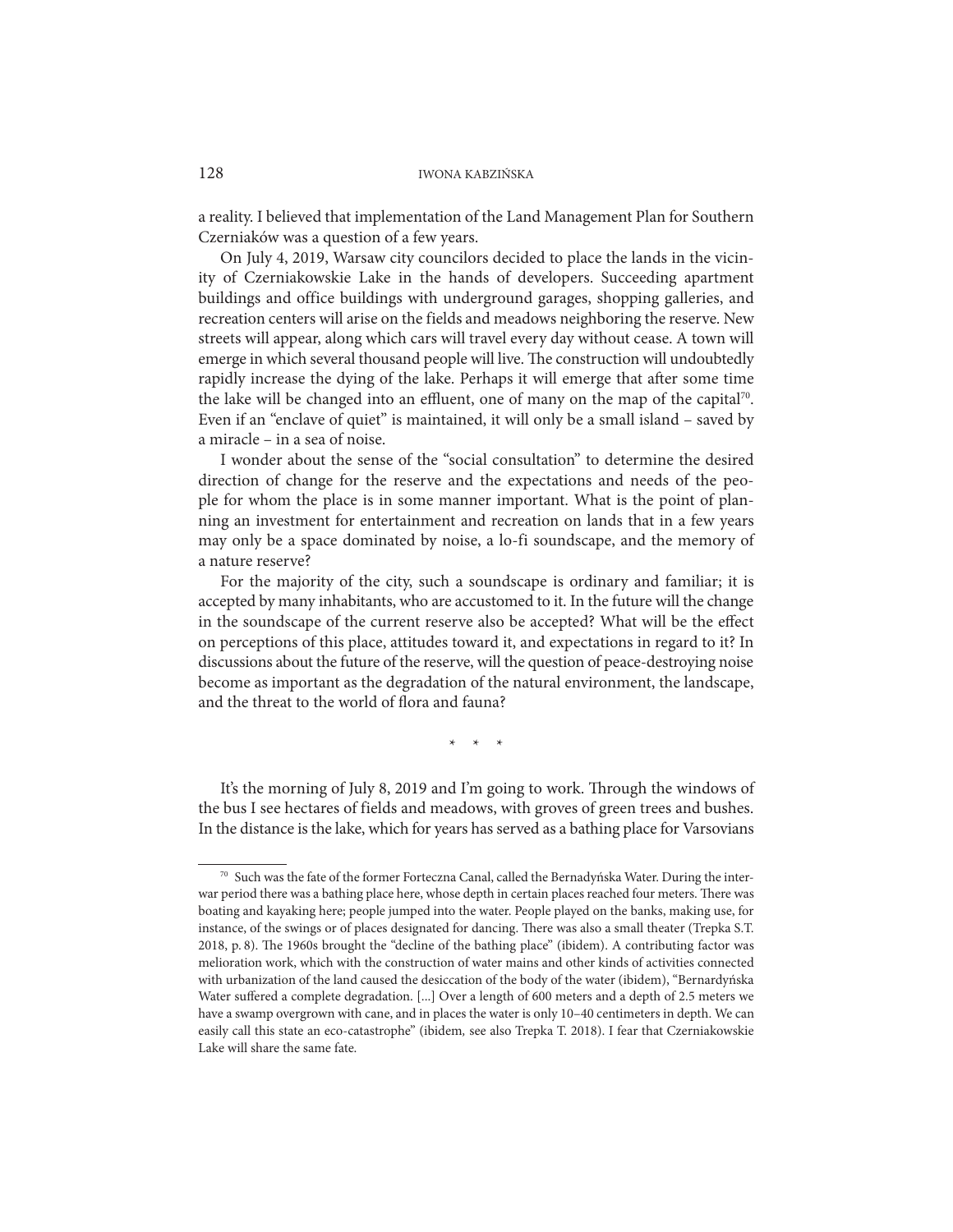a reality. I believed that implementation of the Land Management Plan for Southern Czerniaków was a question of a few years.

On July 4, 2019, Warsaw city councilors decided to place the lands in the vicinity of Czerniakowskie Lake in the hands of developers. Succeeding apartment buildings and office buildings with underground garages, shopping galleries, and recreation centers will arise on the fields and meadows neighboring the reserve. New streets will appear, along which cars will travel every day without cease. A town will emerge in which several thousand people will live. The construction will undoubtedly rapidly increase the dying of the lake. Perhaps it will emerge that after some time the lake will be changed into an effluent, one of many on the map of the capital[70]. Even if an "enclave of quiet" is maintained, it will only be a small island – saved by a miracle – in a sea of noise.

I wonder about the sense of the "social consultation" to determine the desired direction of change for the reserve and the expectations and needs of the people for whom the place is in some manner important. What is the point of planning an investment for entertainment and recreation on lands that in a few years may only be a space dominated by noise, a lo-fi soundscape, and the memory of a nature reserve?

For the majority of the city, such a soundscape is ordinary and familiar; it is accepted by many inhabitants, who are accustomed to it. In the future will the change in the soundscape of the current reserve also be accepted? What will be the effect on perceptions of this place, attitudes toward it, and expectations in regard to it? In discussions about the future of the reserve, will the question of peace-destroying noise become as important as the degradation of the natural environment, the landscape, and the threat to the world of flora and fauna?

\* \* \*

It's the morning of July 8, 2019 and I'm going to work. Through the windows of the bus I see hectares of fields and meadows, with groves of green trees and bushes. In the distance is the lake, which for years has served as a bathing place for Varsovians

---

[70] Such was the fate of the former Forteczna Canal, called the Bernadyńska Water. During the interwar period there was a bathing place here, whose depth in certain places reached four meters. There was boating and kayaking here; people jumped into the water. People played on the banks, making use, for instance, of the swings or of places designated for dancing. There was also a small theater (Trepka S.T. 2018, p. 8). The 1960s brought the "decline of the bathing place" (ibidem). A contributing factor was melioration work, which with the construction of water mains and other kinds of activities connected with urbanization of the land caused the desiccation of the body of the water (ibidem), "Bernardyńska Water suffered a complete degradation. [...] Over a length of 600 meters and a depth of 2.5 meters we have a swamp overgrown with cane, and in places the water is only 10–40 centimeters in depth. We can easily call this state an eco-catastrophe" (ibidem*,* see also Trepka T. 2018). I fear that Czerniakowskie Lake will share the same fate.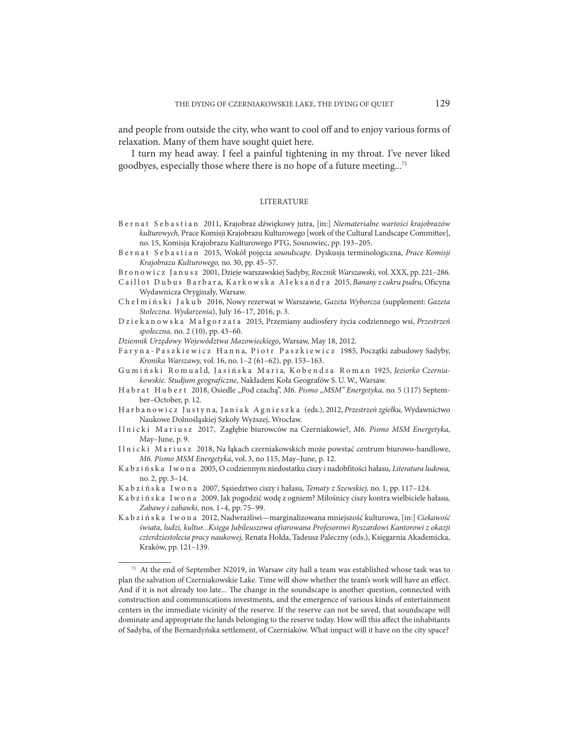and people from outside the city, who want to cool off and to enjoy various forms of relaxation. Many of them have sought quiet here.

I turn my head away. I feel a painful tightening in my throat. I've never liked goodbyes, especially those where there is no hope of a future meeting...[71]

## LITERATURE

Bernat Sebastian 2011, Krajobraz dźwiękowy jutra, [in:] *Niematerialne wartości krajobrazów kulturowych,* Prace Komisji Krajobrazu Kulturowego [work of the Cultural Landscape Committee], no. 15, Komisja Krajobrazu Kulturowego PTG, Sosnowiec, pp. 193–205.

Bernat Sebastian 2015, Wokół pojęcia *soundscape.* Dyskusja terminologiczna, *Prace Komisji Krajobrazu Kulturowego,* no. 30, pp. 45–57.

Bronowicz Janusz 2001, Dzieje warszawskiej Sadyby, *Rocznik Warszawski,* vol. XXX, pp. 221–286.

Caillot Dubus Barbara, Karkowska Aleksandra 2015, *Banany z cukru pudru*, Oficyna Wydawnicza Oryginały, Warsaw.

Chełmiński Jakub 2016, Nowy rezerwat w Warszawie, *Gazeta Wyborcza* (supplement: *Gazeta Stołeczna. Wydarzenia*), July 16–17, 2016, p. 3.

Dziekanowska Małgorzata 2015, Przemiany audiosfery życia codziennego wsi, *Przestrzeń społeczna,* no. 2 (10), pp. 43–60.

*Dziennik Urzędowy Województwa Mazowieckiego*, Warsaw, May 18, 2012.

Faryna-Paszkiewicz Hanna, Piotr Paszkiewicz 1985, Początki zabudowy Sadyby, *Kronika Warszawy,* vol. 16, no. 1–2 (61–62), pp. 153–163.

Gumiński Romuald, Jasińska Maria, Kobendza Roman 1925, *Jeziorko Czerniakowskie. Studjum geograficzne,* Nakładem Koła Geografów S. U. W., Warsaw.

Habrat Hubert 2018, Osiedle „Pod czachą", *M6. Pismo „MSM" Energetyka,* no. 5 (117) September–October, p. 12.

Harbanowicz Justyna, Janiak Agnieszka (eds.), 2012, *Przestrzeń zgiełku,* Wydawnictwo Naukowe Dolnośląskiej Szkoły Wyższej, Wrocław.

Ilnicki Mariusz 2017, Zagłębie biurowców na Czerniakowie?, *M6. Pismo MSM Energetyka*, May–June, p. 9.

Ilnicki Mariusz 2018, Na łąkach czerniakowskich może powstać centrum biurowo-handlowe, *M6. Pismo MSM Energetyka*, vol. 3, no 115, May–June, p. 12.

Kabzińska Iwona 2005, O codziennym niedostatku ciszy i nadobfitości hałasu, *Literatura ludowa,* no. 2, pp. 3–14.

Kabzińska Iwona 2007, Sąsiedztwo ciszy i hałasu, *Tematy z Szewskiej,* no. 1, pp. 117–124.

Kabzińska Iwona 2009, Jak pogodzić wodę z ogniem? Miłośnicy ciszy kontra wielbiciele hałasu, *Zabawy i zabawki,* nos. 1–4, pp. 75–99.

Kabzińska Iwona 2012, Nadwrażliwi—marginalizowana mniejszość kulturowa, [in:] *Ciekawość świata, ludzi, kultur...Księga Jubileuszowa ofiarowana Profesorowi Ryszardowi Kantorowi z okazji czterdziestolecia pracy naukowej,* Renata Hołda, Tadeusz Paleczny (eds.), Księgarnia Akademicka, Kraków, pp. 121–139.

---

[71] At the end of September N2019, in Warsaw city hall a team was established whose task was to plan the salvation of Czerniakowskie Lake. Time will show whether the team's work will have an effect. And if it is not already too late... The change in the soundscape is another question, connected with construction and communications investments, and the emergence of various kinds of entertainment centers in the immediate vicinity of the reserve. If the reserve can not be saved, that soundscape will dominate and appropriate the lands belonging to the reserve today. How will this affect the inhabitants of Sadyba, of the Bernardyńska settlement, of Czerniaków. What impact will it have on the city space?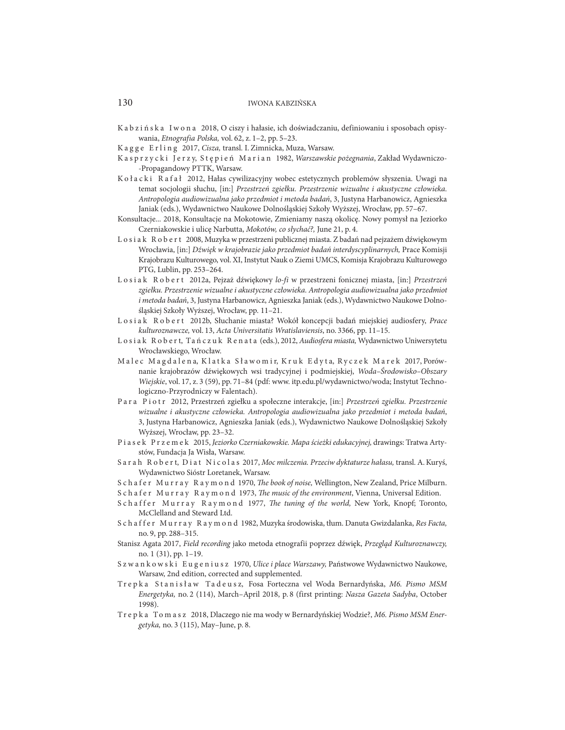Kabzińska Iwona 2018, O ciszy i hałasie, ich doświadczaniu, definiowaniu i sposobach opisywania, *Etnografia Polska,* vol. 62, z. 1–2, pp. 5–23.

Kagge Erling 2017, *Cisza,* transl. I. Zimnicka, Muza, Warsaw.

Kasprzycki Jerzy, Stępień Marian 1982, *Warszawskie pożegnania*, Zakład Wydawniczo-Propagandowy PTTK, Warsaw.

Kołacki Rafał 2012, Hałas cywilizacyjny wobec estetycznych problemów słyszenia. Uwagi na temat socjologii słuchu, [in:] *Przestrzeń zgiełku. Przestrzenie wizualne i akustyczne człowieka. Antropologia audiowizualna jako przedmiot i metoda badań*, 3, Justyna Harbanowicz, Agnieszka Janiak (eds.), Wydawnictwo Naukowe Dolnośląskiej Szkoły Wyższej, Wrocław, pp. 57–67.

Konsultacje... 2018, Konsultacje na Mokotowie, Zmieniamy naszą okolicę. Nowy pomysł na Jeziorko Czerniakowskie i ulicę Narbutta, *Mokotów, co słychać?,* June 21, p. 4.

Losiak Robert 2008, Muzyka w przestrzeni publicznej miasta. Z badań nad pejzażem dźwiękowym Wrocławia, [in:] *Dźwięk w krajobrazie jako przedmiot badań interdyscyplinarnych,* Prace Komisji Krajobrazu Kulturowego, vol. XI, Instytut Nauk o Ziemi UMCS, Komisja Krajobrazu Kulturowego PTG, Lublin, pp. 253–264.

Losiak Robert 2012a, Pejzaż dźwiękowy *lo-fi* w przestrzeni fonicznej miasta, [in:] *Przestrzeń zgiełku. Przestrzenie wizualne i akustyczne człowieka. Antropologia audiowizualna jako przedmiot i metoda badań*, 3, Justyna Harbanowicz, Agnieszka Janiak (eds.), Wydawnictwo Naukowe Dolnośląskiej Szkoły Wyższej, Wrocław, pp. 11–21.

Losiak Robert 2012b, Słuchanie miasta? Wokół koncepcji badań miejskiej audiosfery, *Prace kulturoznawcze,* vol. 13, *Acta Universitatis Wratislaviensis*, no. 3366, pp. 11–15.

Losiak Robert, Tańczuk Renata (eds.), 2012, *Audiosfera miasta,* Wydawnictwo Uniwersytetu Wrocławskiego, Wrocław.

Malec Magdalena, Klatka Sławomir, Kruk Edyta, Ryczek Marek 2017, Porównanie krajobrazów dźwiękowych wsi tradycyjnej i podmiejskiej, *Woda–Środowisko–Obszary Wiejskie*, vol. 17, z. 3 (59), pp. 71–84 (pdf: www. itp.edu.pl/wydawnictwo/woda; Instytut Technologiczno-Przyrodniczy w Falentach).

Para Piotr 2012, Przestrzeń zgiełku a społeczne interakcje, [in:] *Przestrzeń zgiełku. Przestrzenie wizualne i akustyczne człowieka. Antropologia audiowizualna jako przedmiot i metoda badań*, 3, Justyna Harbanowicz, Agnieszka Janiak (eds.), Wydawnictwo Naukowe Dolnośląskiej Szkoły Wyższej, Wrocław, pp. 23–32.

Piasek Przemek 2015, *Jeziorko Czerniakowskie. Mapa ścieżki edukacyjnej,* drawings: Tratwa Artystów, Fundacja Ja Wisła, Warsaw.

Sarah Robert, Diat Nicolas 2017, *Moc milczenia. Przeciw dyktaturze hałasu,* transl. A. Kuryś, Wydawnictwo Sióstr Loretanek, Warsaw.

Schafer Murray Raymond 1970, *The book of noise,* Wellington, New Zealand, Price Milburn.

Schafer Murray Raymond 1973, *The music of the environment*, Vienna, Universal Edition.

Schaffer Murray Raymond 1977, *The tuning of the world,* New York, Knopf; Toronto, McClelland and Steward Ltd.

Schaffer Murray Raymond 1982, Muzyka środowiska, tłum. Danuta Gwizdalanka, *Res Facta,* no. 9, pp. 288–315.

Stanisz Agata 2017, *Field recording* jako metoda etnografii poprzez dźwięk, *Przegląd Kulturoznawczy,* no. 1 (31), pp. 1–19.

Szwankowski Eugeniusz 1970, *Ulice i place Warszawy,* Państwowe Wydawnictwo Naukowe, Warsaw, 2nd edition, corrected and supplemented.

Trepka Stanisław Tadeusz, Fosa Forteczna vel Woda Bernardyńska, *M6. Pismo MSM Energetyka,* no. 2 (114), March–April 2018, p. 8 (first printing: *Nasza Gazeta Sadyba*, October 1998).

Trepka Tomasz 2018, Dlaczego nie ma wody w Bernardyńskiej Wodzie?, *M6. Pismo MSM Energetyka,* no. 3 (115), May–June, p. 8.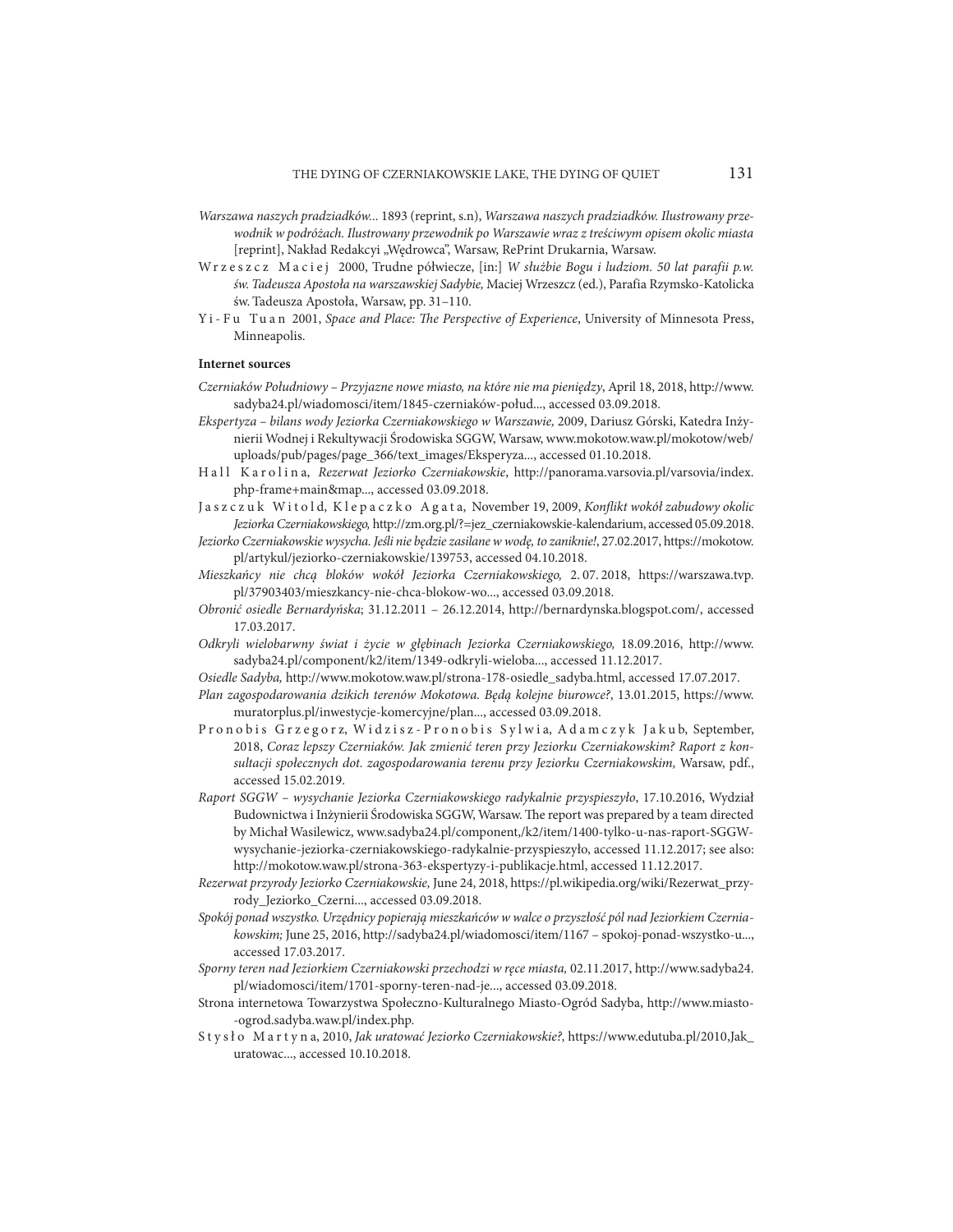*Warszawa naszych pradziadków...* 1893 (reprint, s.n), *Warszawa naszych pradziadków. Ilustrowany przewodnik w podróżach. Ilustrowany przewodnik po Warszawie wraz z treściwym opisem okolic miasta* [reprint], Nakład Redakcyi „Wędrowca", Warsaw, RePrint Drukarnia, Warsaw.

Wrzeszcz Maciej 2000, Trudne półwiecze, [in:] *W służbie Bogu i ludziom. 50 lat parafii p.w. św. Tadeusza Apostoła na warszawskiej Sadybie,* Maciej Wrzeszcz (ed.), Parafia Rzymsko-Katolicka św. Tadeusza Apostoła, Warsaw, pp. 31–110.

Yi-Fu Tuan 2001, *Space and Place: The Perspective of Experience*, University of Minnesota Press, Minneapolis.

**Internet sources**

*Czerniaków Południowy – Przyjazne nowe miasto, na które nie ma pieniędzy*, April 18, 2018, http://www.sadyba24.pl/wiadomosci/item/1845-czerniaków-połud..., accessed 03.09.2018.

*Ekspertyza – bilans wody Jeziorka Czerniakowskiego w Warszawie,* 2009, Dariusz Górski, Katedra Inżynierii Wodnej i Rekultywacji Środowiska SGGW, Warsaw, www.mokotow.waw.pl/mokotow/web/uploads/pub/pages/page_366/text_images/Eksperyza..., accessed 01.10.2018.

Hall Karolina, *Rezerwat Jeziorko Czerniakowskie*, http://panorama.varsovia.pl/varsovia/index.php-frame+main&map..., accessed 03.09.2018.

Jaszczuk Witold, Klepaczko Agata, November 19, 2009, *Konflikt wokół zabudowy okolic Jeziorka Czerniakowskiego,* http://zm.org.pl/?=jez_czerniakowskie-kalendarium, accessed 05.09.2018.

*Jeziorko Czerniakowskie wysycha. Jeśli nie będzie zasilane w wodę, to zaniknie!*, 27.02.2017, https://mokotow.pl/artykul/jeziorko-czerniakowskie/139753, accessed 04.10.2018.

*Mieszkańcy nie chcą bloków wokół Jeziorka Czerniakowskiego,* 2. 07. 2018, https://warszawa.tvp.pl/37903403/mieszkancy-nie-chca-blokow-wo..., accessed 03.09.2018.

*Obronić osiedle Bernardyńska*; 31.12.2011 – 26.12.2014, http://bernardynska.blogspot.com/, accessed 17.03.2017.

*Odkryli wielobarwny świat i życie w głębinach Jeziorka Czerniakowskiego,* 18.09.2016, http://www.sadyba24.pl/component/k2/item/1349-odkryli-wieloba..., accessed 11.12.2017.

*Osiedle Sadyba,* http://www.mokotow.waw.pl/strona-178-osiedle_sadyba.html, accessed 17.07.2017.

*Plan zagospodarowania dzikich terenów Mokotowa. Będą kolejne biurowce?*, 13.01.2015, https://www.muratorplus.pl/inwestycje-komercyjne/plan..., accessed 03.09.2018.

Pronobis Grzegorz, Widzisz-Pronobis Sylwia, Adamczyk Jakub, September, 2018, *Coraz lepszy Czerniaków. Jak zmienić teren przy Jeziorku Czerniakowskim? Raport z konsultacji społecznych dot. zagospodarowania terenu przy Jeziorku Czerniakowskim,* Warsaw, pdf., accessed 15.02.2019.

*Raport SGGW – wysychanie Jeziorka Czerniakowskiego radykalnie przyspieszyło*, 17.10.2016, Wydział Budownictwa i Inżynierii Środowiska SGGW, Warsaw. The report was prepared by a team directed by Michał Wasilewicz, www.sadyba24.pl/component,/k2/item/1400-tylko-u-nas-raport-SGGW-wysychanie-jeziorka-czerniakowskiego-radykalnie-przyspieszyło, accessed 11.12.2017; see also: http://mokotow.waw.pl/strona-363-ekspertyzy-i-publikacje.html, accessed 11.12.2017.

*Rezerwat przyrody Jeziorko Czerniakowskie,* June 24, 2018, https://pl.wikipedia.org/wiki/Rezerwat_przyrody_Jeziorko_Czerni..., accessed 03.09.2018.

*Spokój ponad wszystko. Urzędnicy popierają mieszkańców w walce o przyszłość pól nad Jeziorkiem Czerniakowskim;* June 25, 2016, http://sadyba24.pl/wiadomosci/item/1167 – spokoj-ponad-wszystko-u..., accessed 17.03.2017.

*Sporny teren nad Jeziorkiem Czerniakowski przechodzi w ręce miasta,* 02.11.2017, http://www.sadyba24.pl/wiadomosci/item/1701-sporny-teren-nad-je..., accessed 03.09.2018.

Strona internetowa Towarzystwa Społeczno-Kulturalnego Miasto-Ogród Sadyba, http://www.miasto-ogrod.sadyba.waw.pl/index.php.

Stysło Martyna, 2010, *Jak uratować Jeziorko Czerniakowskie?,* https://www.edutuba.pl/2010,Jak_uratowac..., accessed 10.10.2018.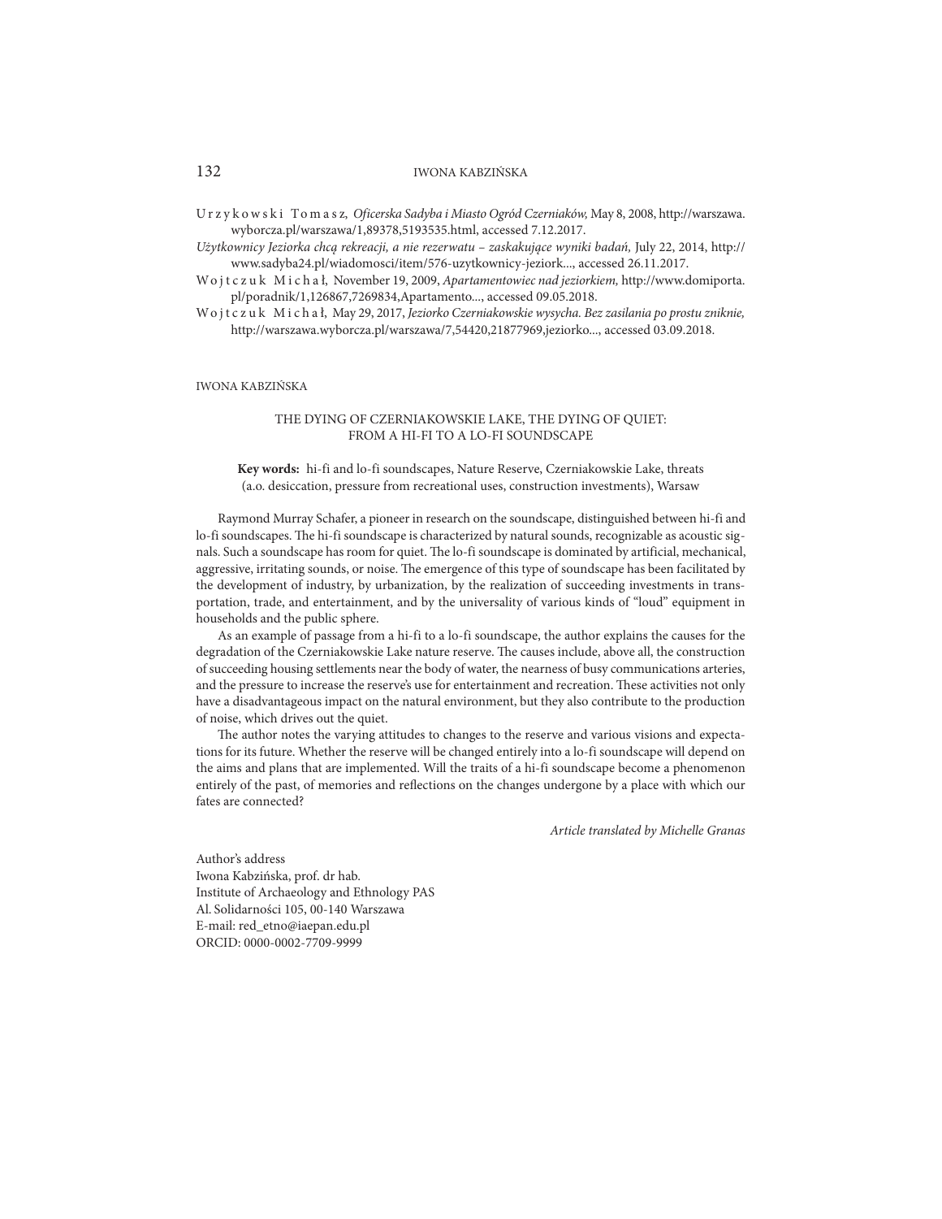U r z y k o w s k i T o m a s z, *Oficerska Sadyba i Miasto Ogród Czerniaków,* May 8, 2008, http://warszawa.wyborcza.pl/warszawa/1,89378,5193535.html, accessed 7.12.2017.

*Użytkownicy Jeziorka chcą rekreacji, a nie rezerwatu – zaskakujące wyniki badań,* July 22, 2014, http://www.sadyba24.pl/wiadomosci/item/576-uzytkownicy-jeziork..., accessed 26.11.2017.

W o j t c z u k M i c h a ł, November 19, 2009, *Apartamentowiec nad jeziorkiem,* http://www.domiporta.pl/poradnik/1,126867,7269834,Apartamento..., accessed 09.05.2018.

W o j t c z u k M i c h a ł, May 29, 2017, *Jeziorko Czerniakowskie wysycha. Bez zasilania po prostu zniknie,* http://warszawa.wyborcza.pl/warszawa/7,54420,21877969,jeziorko..., accessed 03.09.2018.

IWONA KABZIŃSKA

## THE DYING OF CZERNIAKOWSKIE LAKE, THE DYING OF QUIET: FROM A HI-FI TO A LO-FI SOUNDSCAPE

**Key words:** hi-fi and lo-fi soundscapes, Nature Reserve, Czerniakowskie Lake, threats (a.o. desiccation, pressure from recreational uses, construction investments), Warsaw

Raymond Murray Schafer, a pioneer in research on the soundscape, distinguished between hi-fi and lo-fi soundscapes. The hi-fi soundscape is characterized by natural sounds, recognizable as acoustic signals. Such a soundscape has room for quiet. The lo-fi soundscape is dominated by artificial, mechanical, aggressive, irritating sounds, or noise. The emergence of this type of soundscape has been facilitated by the development of industry, by urbanization, by the realization of succeeding investments in transportation, trade, and entertainment, and by the universality of various kinds of "loud" equipment in households and the public sphere.

As an example of passage from a hi-fi to a lo-fi soundscape, the author explains the causes for the degradation of the Czerniakowskie Lake nature reserve. The causes include, above all, the construction of succeeding housing settlements near the body of water, the nearness of busy communications arteries, and the pressure to increase the reserve's use for entertainment and recreation. These activities not only have a disadvantageous impact on the natural environment, but they also contribute to the production of noise, which drives out the quiet.

The author notes the varying attitudes to changes to the reserve and various visions and expectations for its future. Whether the reserve will be changed entirely into a lo-fi soundscape will depend on the aims and plans that are implemented. Will the traits of a hi-fi soundscape become a phenomenon entirely of the past, of memories and reflections on the changes undergone by a place with which our fates are connected?

*Article translated by Michelle Granas*

Author's address
Iwona Kabzińska, prof. dr hab.
Institute of Archaeology and Ethnology PAS
Al. Solidarności 105, 00-140 Warszawa
E-mail: red_etno@iaepan.edu.pl
ORCID: 0000-0002-7709-9999